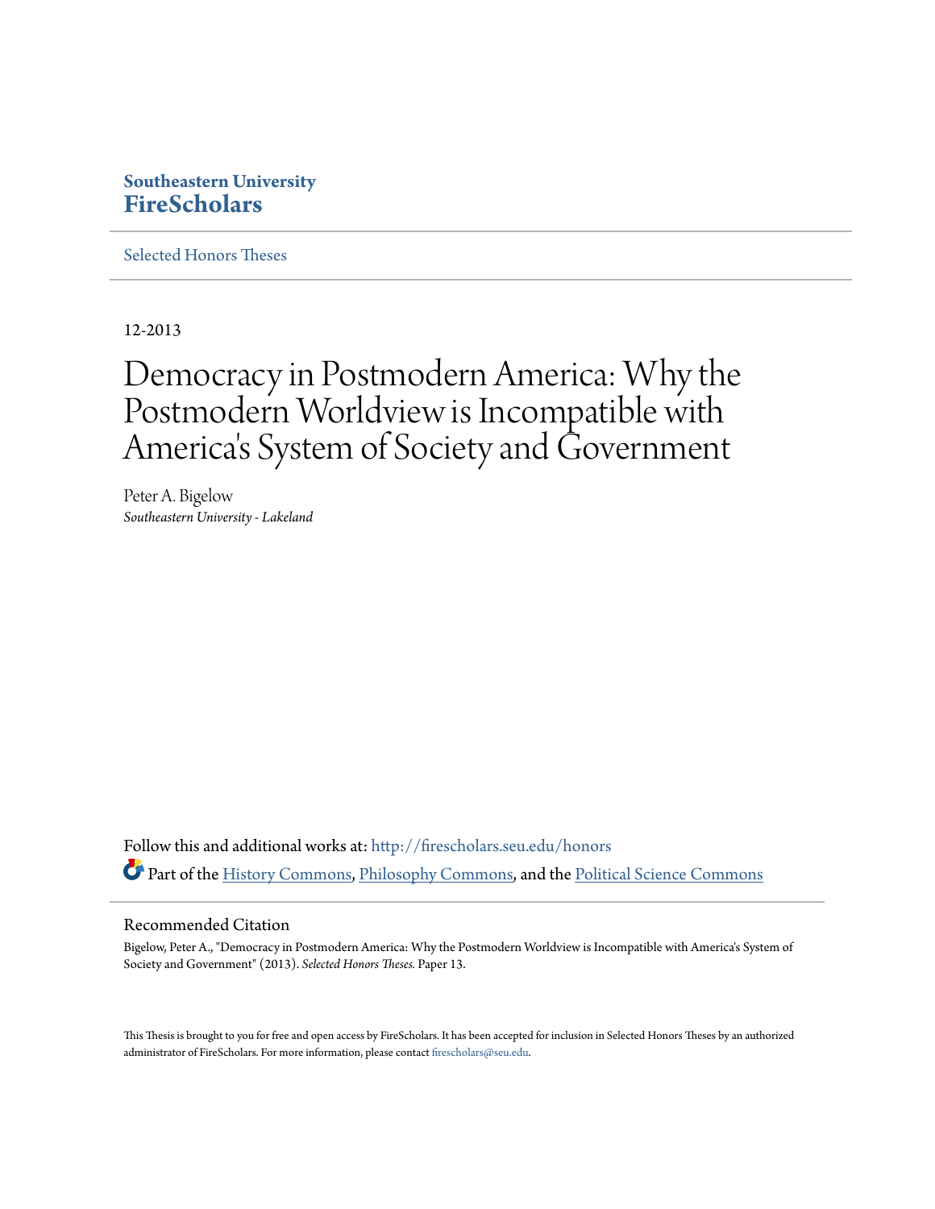**Southeastern University**
**FireScholars**

Selected Honors Theses

12-2013

# Democracy in Postmodern America: Why the Postmodern Worldview is Incompatible with America's System of Society and Government

Peter A. Bigelow
*Southeastern University - Lakeland*

Follow this and additional works at: http://firescholars.seu.edu/honors

Part of the History Commons, Philosophy Commons, and the Political Science Commons

## Recommended Citation

Bigelow, Peter A., "Democracy in Postmodern America: Why the Postmodern Worldview is Incompatible with America's System of Society and Government" (2013). *Selected Honors Theses.* Paper 13.

This Thesis is brought to you for free and open access by FireScholars. It has been accepted for inclusion in Selected Honors Theses by an authorized administrator of FireScholars. For more information, please contact firescholars@seu.edu.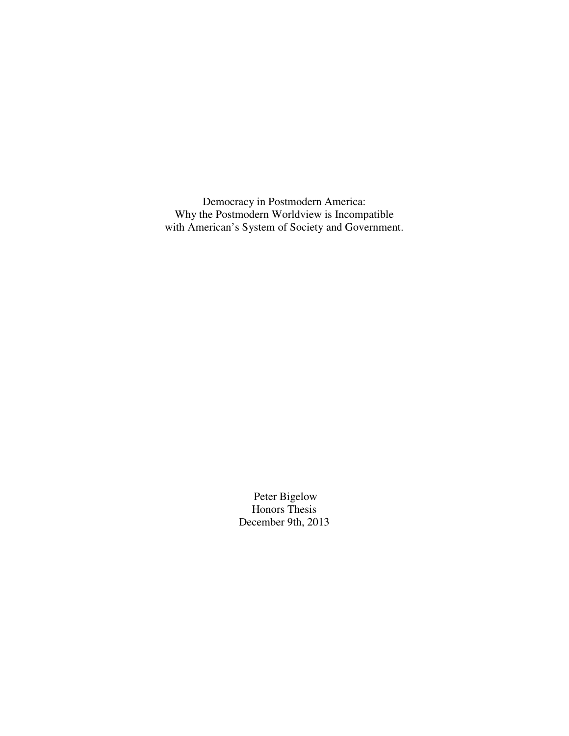Democracy in Postmodern America:
Why the Postmodern Worldview is Incompatible
with American's System of Society and Government.

Peter Bigelow
Honors Thesis
December 9th, 2013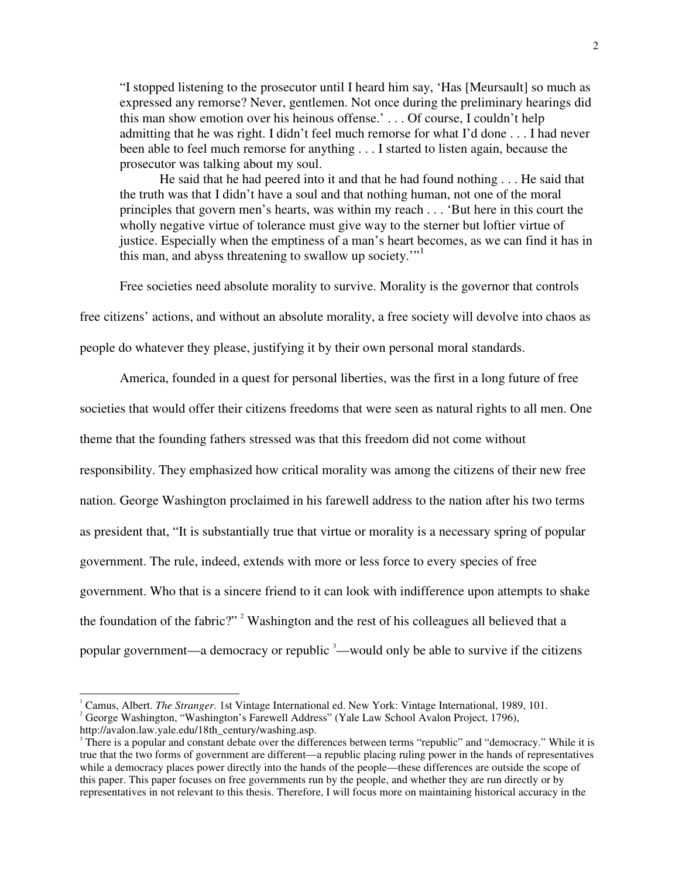> "I stopped listening to the prosecutor until I heard him say, 'Has [Meursault] so much as expressed any remorse? Never, gentlemen. Not once during the preliminary hearings did this man show emotion over his heinous offense.' . . . Of course, I couldn't help admitting that he was right. I didn't feel much remorse for what I'd done . . . I had never been able to feel much remorse for anything . . . I started to listen again, because the prosecutor was talking about my soul.
>
> He said that he had peered into it and that he had found nothing . . . He said that the truth was that I didn't have a soul and that nothing human, not one of the moral principles that govern men's hearts, was within my reach . . . 'But here in this court the wholly negative virtue of tolerance must give way to the sterner but loftier virtue of justice. Especially when the emptiness of a man's heart becomes, as we can find it has in this man, and abyss threatening to swallow up society.'"[1]

Free societies need absolute morality to survive. Morality is the governor that controls free citizens' actions, and without an absolute morality, a free society will devolve into chaos as people do whatever they please, justifying it by their own personal moral standards.

America, founded in a quest for personal liberties, was the first in a long future of free societies that would offer their citizens freedoms that were seen as natural rights to all men. One theme that the founding fathers stressed was that this freedom did not come without responsibility. They emphasized how critical morality was among the citizens of their new free nation. George Washington proclaimed in his farewell address to the nation after his two terms as president that, "It is substantially true that virtue or morality is a necessary spring of popular government. The rule, indeed, extends with more or less force to every species of free government. Who that is a sincere friend to it can look with indifference upon attempts to shake the foundation of the fabric?" [2] Washington and the rest of his colleagues all believed that a popular government—a democracy or republic [3]—would only be able to survive if the citizens

---

[1] Camus, Albert. *The Stranger*. 1st Vintage International ed. New York: Vintage International, 1989, 101.

[2] George Washington, "Washington's Farewell Address" (Yale Law School Avalon Project, 1796), http://avalon.law.yale.edu/18th_century/washing.asp.

[3] There is a popular and constant debate over the differences between terms "republic" and "democracy." While it is true that the two forms of government are different—a republic placing ruling power in the hands of representatives while a democracy places power directly into the hands of the people—these differences are outside the scope of this paper. This paper focuses on free governments run by the people, and whether they are run directly or by representatives in not relevant to this thesis. Therefore, I will focus more on maintaining historical accuracy in the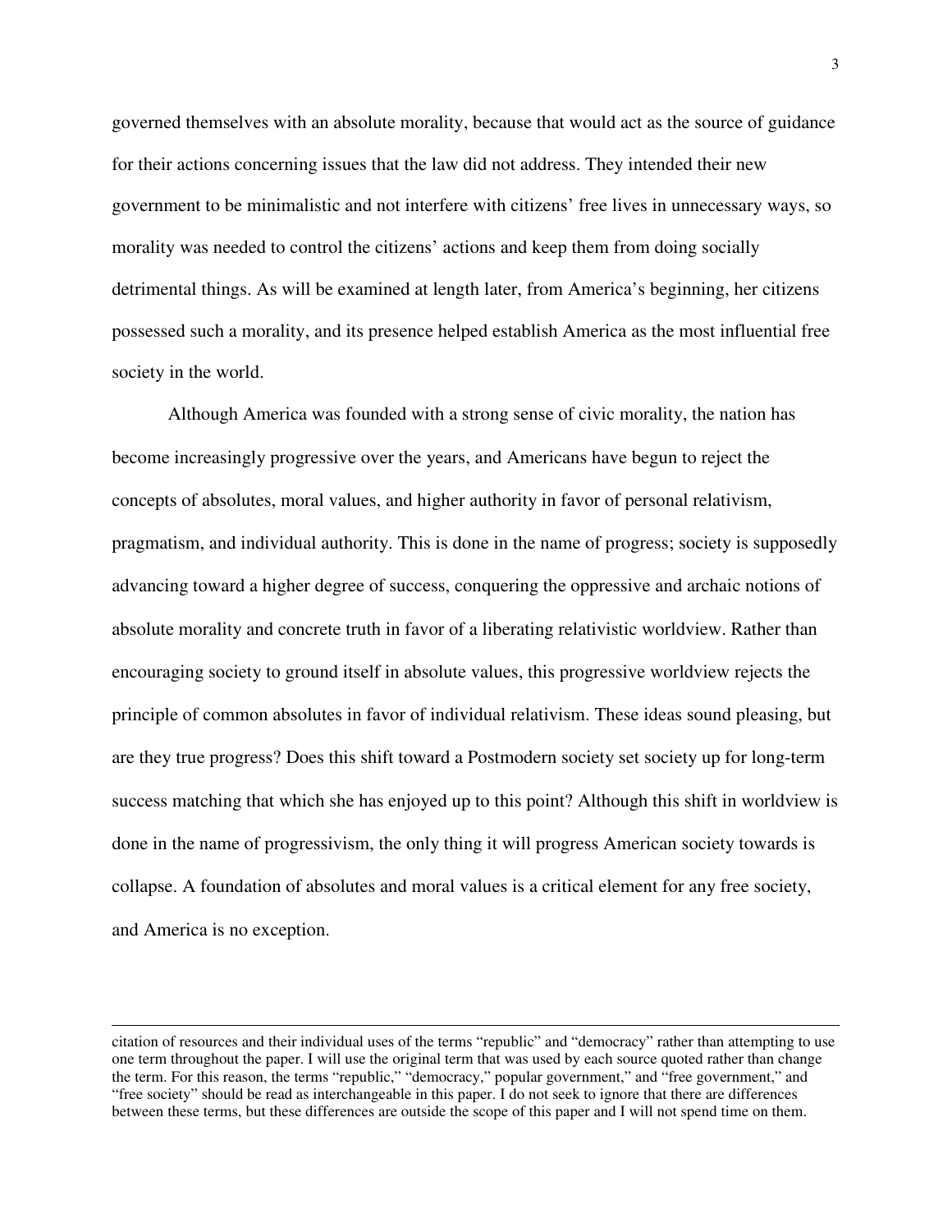governed themselves with an absolute morality, because that would act as the source of guidance for their actions concerning issues that the law did not address. They intended their new government to be minimalistic and not interfere with citizens' free lives in unnecessary ways, so morality was needed to control the citizens' actions and keep them from doing socially detrimental things. As will be examined at length later, from America's beginning, her citizens possessed such a morality, and its presence helped establish America as the most influential free society in the world.

Although America was founded with a strong sense of civic morality, the nation has become increasingly progressive over the years, and Americans have begun to reject the concepts of absolutes, moral values, and higher authority in favor of personal relativism, pragmatism, and individual authority. This is done in the name of progress; society is supposedly advancing toward a higher degree of success, conquering the oppressive and archaic notions of absolute morality and concrete truth in favor of a liberating relativistic worldview. Rather than encouraging society to ground itself in absolute values, this progressive worldview rejects the principle of common absolutes in favor of individual relativism. These ideas sound pleasing, but are they true progress? Does this shift toward a Postmodern society set society up for long-term success matching that which she has enjoyed up to this point? Although this shift in worldview is done in the name of progressivism, the only thing it will progress American society towards is collapse. A foundation of absolutes and moral values is a critical element for any free society, and America is no exception.

---

citation of resources and their individual uses of the terms "republic" and "democracy" rather than attempting to use one term throughout the paper. I will use the original term that was used by each source quoted rather than change the term. For this reason, the terms "republic," "democracy," popular government," and "free government," and "free society" should be read as interchangeable in this paper. I do not seek to ignore that there are differences between these terms, but these differences are outside the scope of this paper and I will not spend time on them.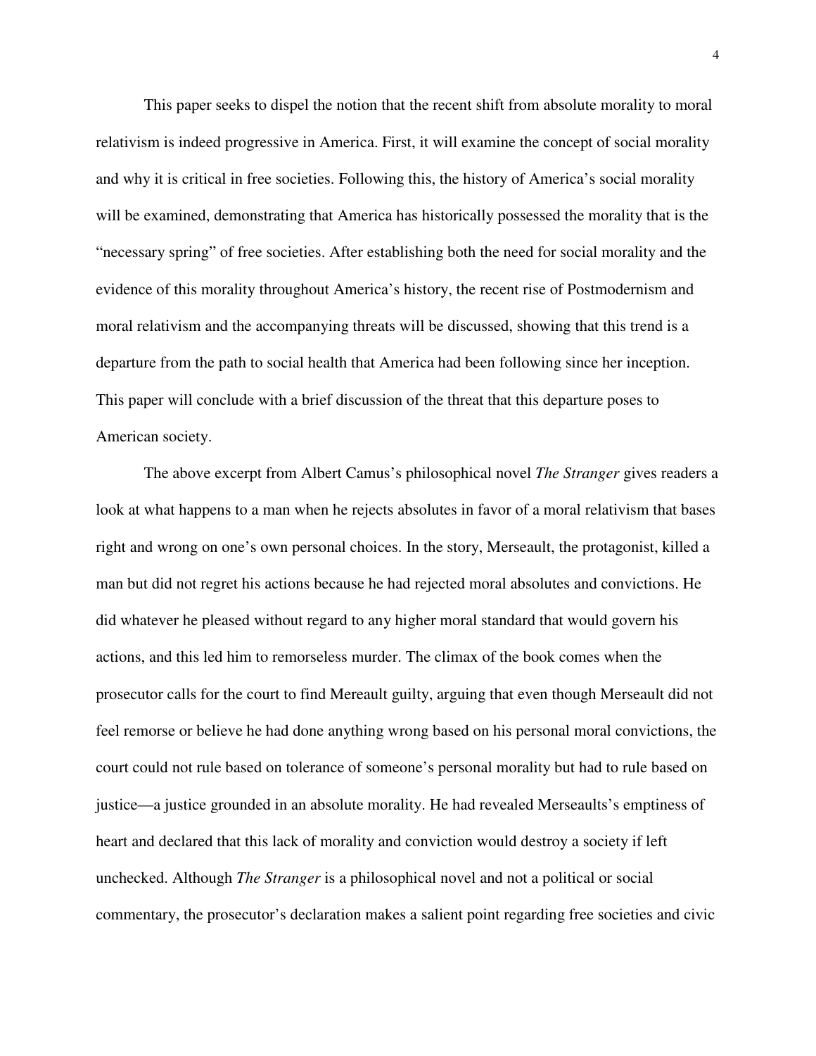This paper seeks to dispel the notion that the recent shift from absolute morality to moral relativism is indeed progressive in America. First, it will examine the concept of social morality and why it is critical in free societies. Following this, the history of America's social morality will be examined, demonstrating that America has historically possessed the morality that is the "necessary spring" of free societies. After establishing both the need for social morality and the evidence of this morality throughout America's history, the recent rise of Postmodernism and moral relativism and the accompanying threats will be discussed, showing that this trend is a departure from the path to social health that America had been following since her inception. This paper will conclude with a brief discussion of the threat that this departure poses to American society.

The above excerpt from Albert Camus's philosophical novel *The Stranger* gives readers a look at what happens to a man when he rejects absolutes in favor of a moral relativism that bases right and wrong on one's own personal choices. In the story, Merseault, the protagonist, killed a man but did not regret his actions because he had rejected moral absolutes and convictions. He did whatever he pleased without regard to any higher moral standard that would govern his actions, and this led him to remorseless murder. The climax of the book comes when the prosecutor calls for the court to find Mereault guilty, arguing that even though Merseault did not feel remorse or believe he had done anything wrong based on his personal moral convictions, the court could not rule based on tolerance of someone's personal morality but had to rule based on justice—a justice grounded in an absolute morality. He had revealed Merseaults's emptiness of heart and declared that this lack of morality and conviction would destroy a society if left unchecked. Although *The Stranger* is a philosophical novel and not a political or social commentary, the prosecutor's declaration makes a salient point regarding free societies and civic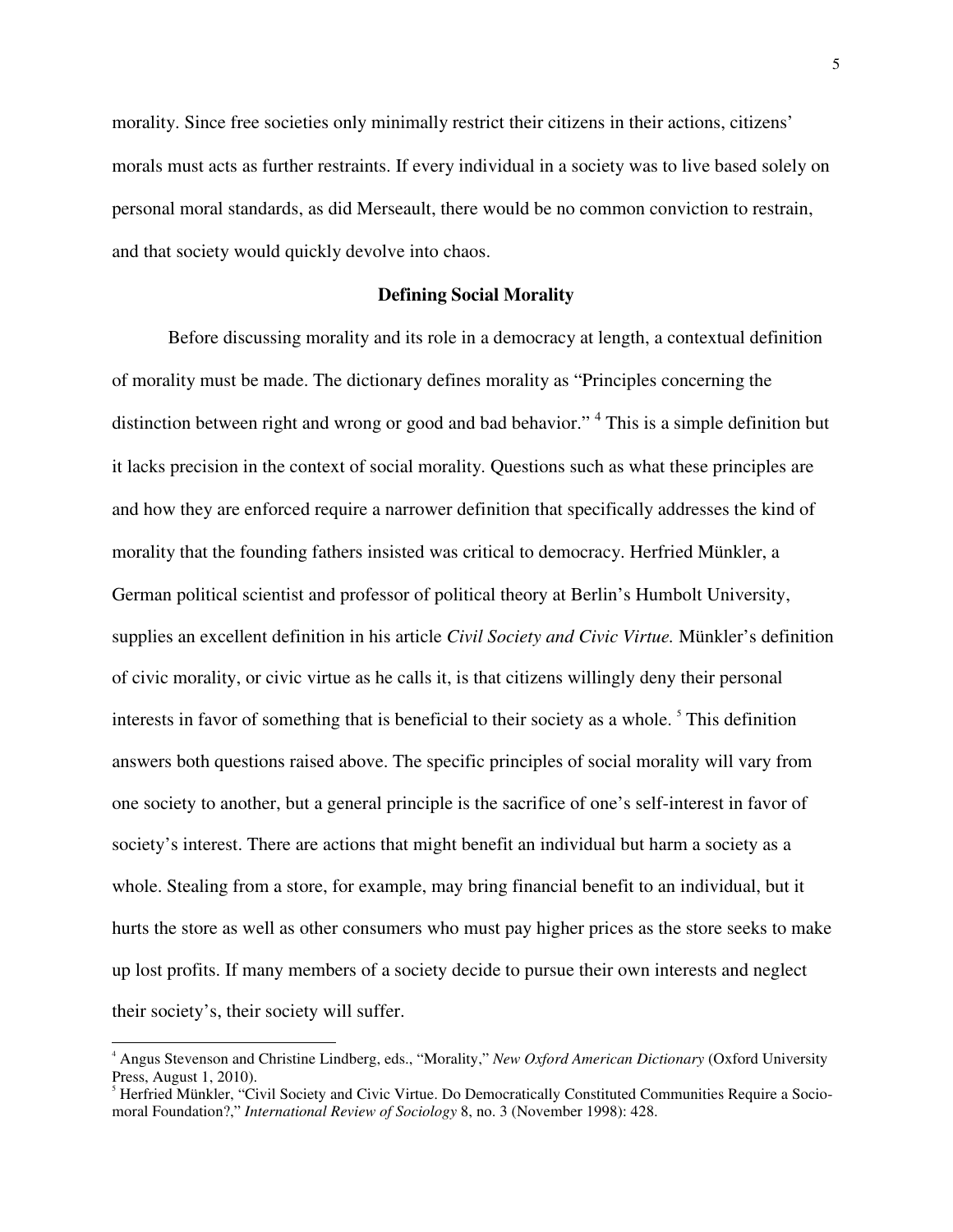morality. Since free societies only minimally restrict their citizens in their actions, citizens' morals must acts as further restraints. If every individual in a society was to live based solely on personal moral standards, as did Merseault, there would be no common conviction to restrain, and that society would quickly devolve into chaos.

## Defining Social Morality

Before discussing morality and its role in a democracy at length, a contextual definition of morality must be made. The dictionary defines morality as "Principles concerning the distinction between right and wrong or good and bad behavior." [4] This is a simple definition but it lacks precision in the context of social morality. Questions such as what these principles are and how they are enforced require a narrower definition that specifically addresses the kind of morality that the founding fathers insisted was critical to democracy. Herfried Münkler, a German political scientist and professor of political theory at Berlin's Humbolt University, supplies an excellent definition in his article *Civil Society and Civic Virtue.* Münkler's definition of civic morality, or civic virtue as he calls it, is that citizens willingly deny their personal interests in favor of something that is beneficial to their society as a whole. [5] This definition answers both questions raised above. The specific principles of social morality will vary from one society to another, but a general principle is the sacrifice of one's self-interest in favor of society's interest. There are actions that might benefit an individual but harm a society as a whole. Stealing from a store, for example, may bring financial benefit to an individual, but it hurts the store as well as other consumers who must pay higher prices as the store seeks to make up lost profits. If many members of a society decide to pursue their own interests and neglect their society's, their society will suffer.

---

[4] Angus Stevenson and Christine Lindberg, eds., "Morality," *New Oxford American Dictionary* (Oxford University Press, August 1, 2010).

[5] Herfried Münkler, "Civil Society and Civic Virtue. Do Democratically Constituted Communities Require a Socio-moral Foundation?," *International Review of Sociology* 8, no. 3 (November 1998): 428.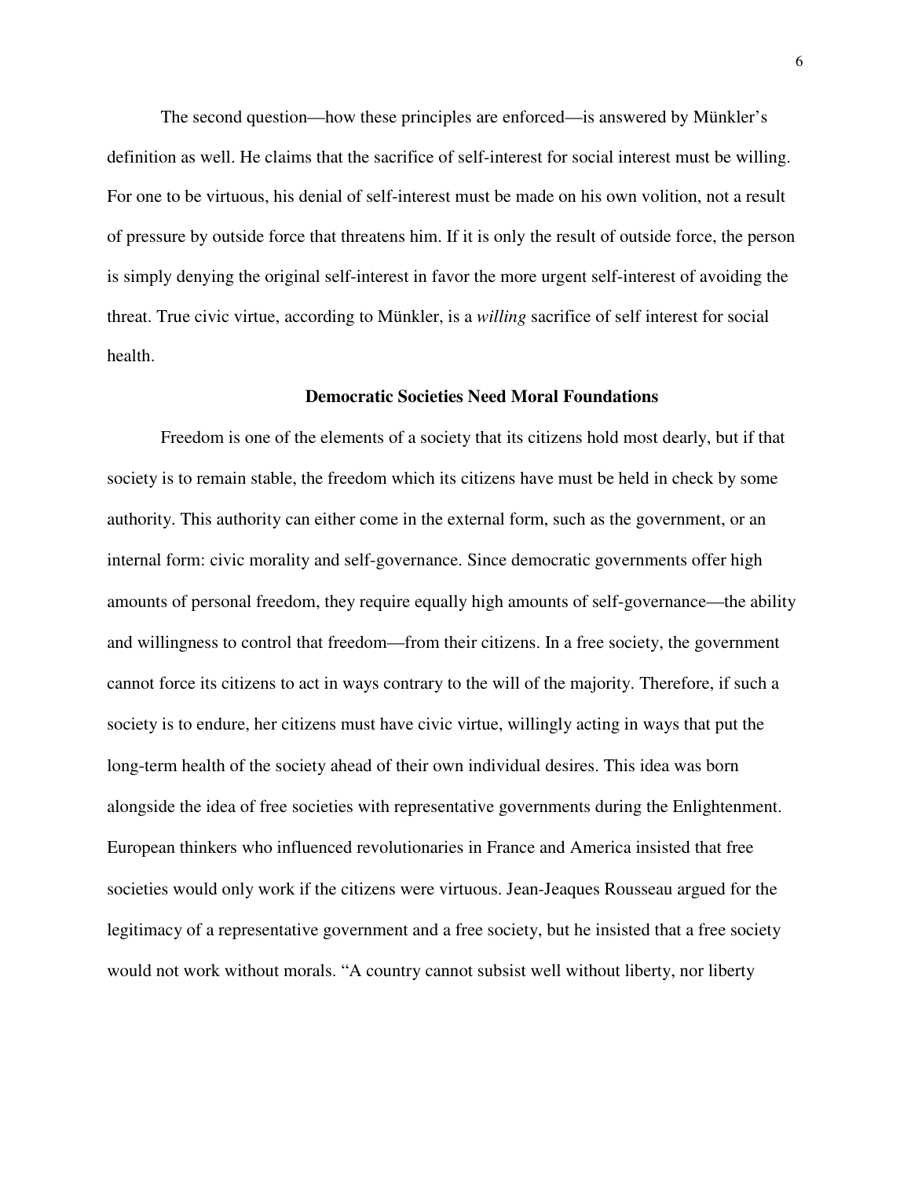The second question—how these principles are enforced—is answered by Münkler's definition as well. He claims that the sacrifice of self-interest for social interest must be willing. For one to be virtuous, his denial of self-interest must be made on his own volition, not a result of pressure by outside force that threatens him. If it is only the result of outside force, the person is simply denying the original self-interest in favor the more urgent self-interest of avoiding the threat. True civic virtue, according to Münkler, is a *willing* sacrifice of self interest for social health.

## Democratic Societies Need Moral Foundations

Freedom is one of the elements of a society that its citizens hold most dearly, but if that society is to remain stable, the freedom which its citizens have must be held in check by some authority. This authority can either come in the external form, such as the government, or an internal form: civic morality and self-governance. Since democratic governments offer high amounts of personal freedom, they require equally high amounts of self-governance—the ability and willingness to control that freedom—from their citizens. In a free society, the government cannot force its citizens to act in ways contrary to the will of the majority. Therefore, if such a society is to endure, her citizens must have civic virtue, willingly acting in ways that put the long-term health of the society ahead of their own individual desires. This idea was born alongside the idea of free societies with representative governments during the Enlightenment. European thinkers who influenced revolutionaries in France and America insisted that free societies would only work if the citizens were virtuous. Jean-Jeaques Rousseau argued for the legitimacy of a representative government and a free society, but he insisted that a free society would not work without morals. "A country cannot subsist well without liberty, nor liberty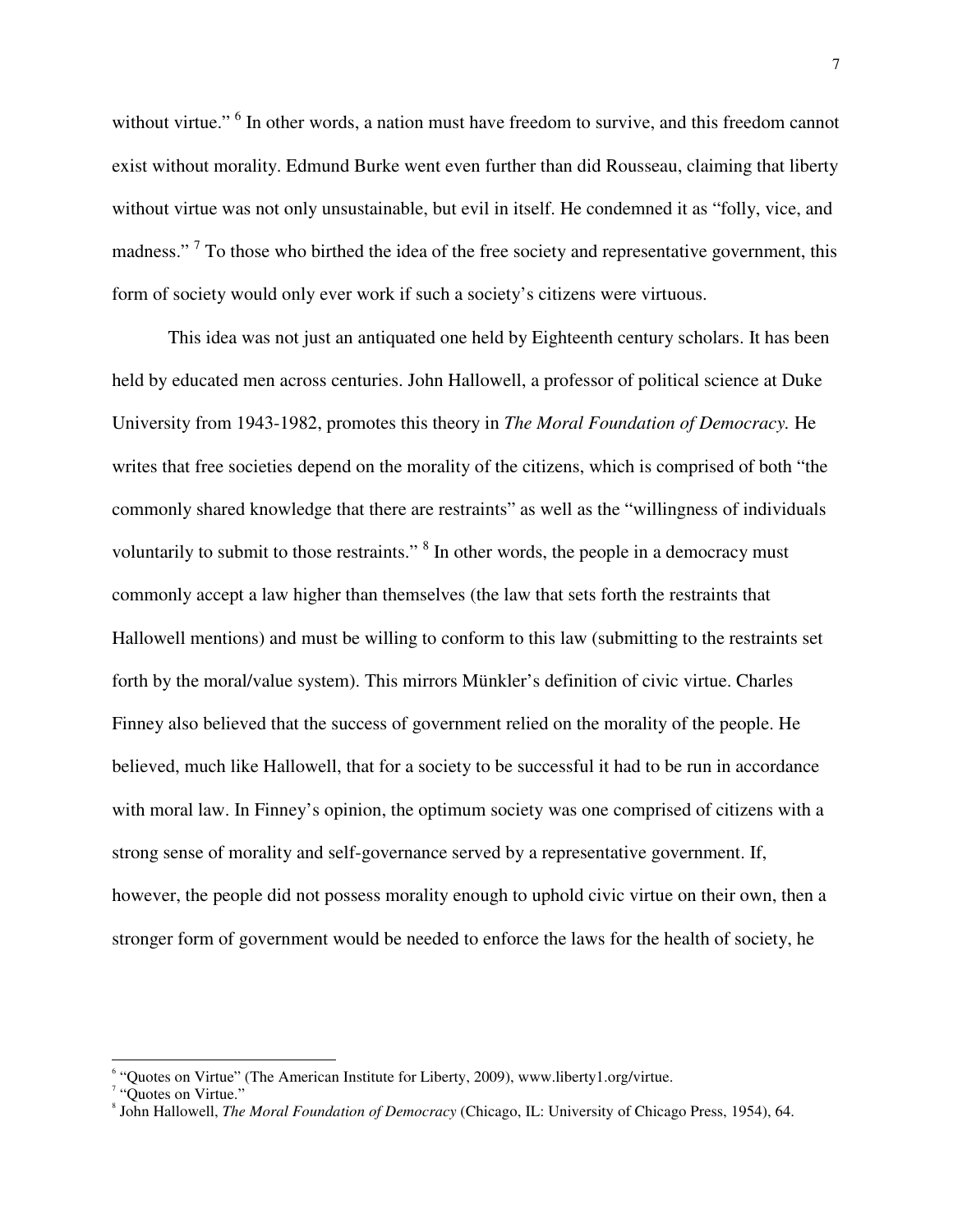without virtue." [6] In other words, a nation must have freedom to survive, and this freedom cannot exist without morality. Edmund Burke went even further than did Rousseau, claiming that liberty without virtue was not only unsustainable, but evil in itself. He condemned it as "folly, vice, and madness." [7] To those who birthed the idea of the free society and representative government, this form of society would only ever work if such a society's citizens were virtuous.

This idea was not just an antiquated one held by Eighteenth century scholars. It has been held by educated men across centuries. John Hallowell, a professor of political science at Duke University from 1943-1982, promotes this theory in *The Moral Foundation of Democracy.* He writes that free societies depend on the morality of the citizens, which is comprised of both "the commonly shared knowledge that there are restraints" as well as the "willingness of individuals voluntarily to submit to those restraints." [8] In other words, the people in a democracy must commonly accept a law higher than themselves (the law that sets forth the restraints that Hallowell mentions) and must be willing to conform to this law (submitting to the restraints set forth by the moral/value system). This mirrors Münkler's definition of civic virtue. Charles Finney also believed that the success of government relied on the morality of the people. He believed, much like Hallowell, that for a society to be successful it had to be run in accordance with moral law. In Finney's opinion, the optimum society was one comprised of citizens with a strong sense of morality and self-governance served by a representative government. If, however, the people did not possess morality enough to uphold civic virtue on their own, then a stronger form of government would be needed to enforce the laws for the health of society, he

---

[6] "Quotes on Virtue" (The American Institute for Liberty, 2009), www.liberty1.org/virtue.

[7] "Quotes on Virtue."

[8] John Hallowell, *The Moral Foundation of Democracy* (Chicago, IL: University of Chicago Press, 1954), 64.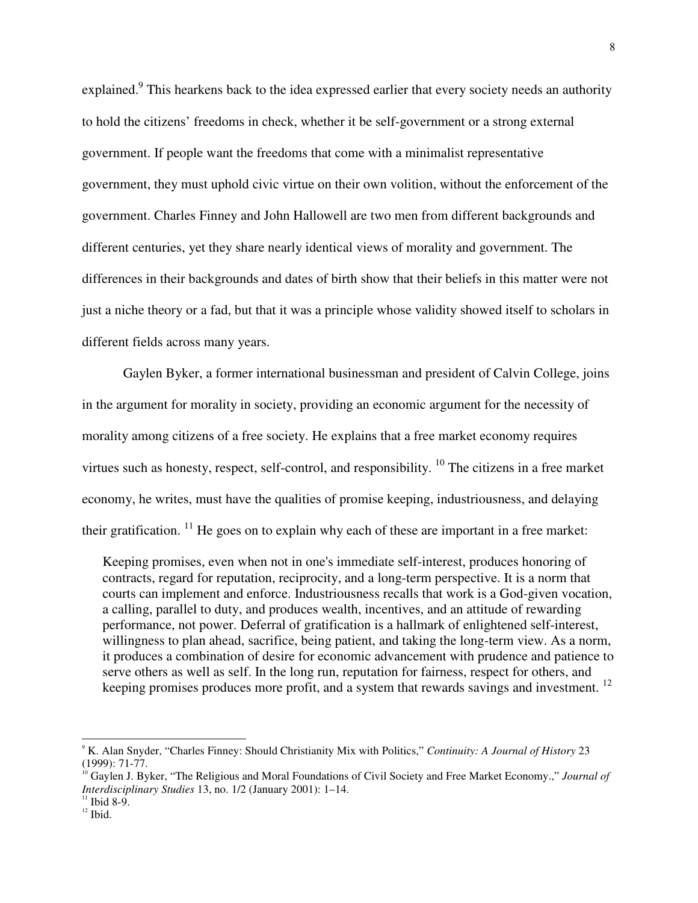explained.[9] This hearkens back to the idea expressed earlier that every society needs an authority to hold the citizens' freedoms in check, whether it be self-government or a strong external government. If people want the freedoms that come with a minimalist representative government, they must uphold civic virtue on their own volition, without the enforcement of the government. Charles Finney and John Hallowell are two men from different backgrounds and different centuries, yet they share nearly identical views of morality and government. The differences in their backgrounds and dates of birth show that their beliefs in this matter were not just a niche theory or a fad, but that it was a principle whose validity showed itself to scholars in different fields across many years.

Gaylen Byker, a former international businessman and president of Calvin College, joins in the argument for morality in society, providing an economic argument for the necessity of morality among citizens of a free society. He explains that a free market economy requires virtues such as honesty, respect, self-control, and responsibility. [10] The citizens in a free market economy, he writes, must have the qualities of promise keeping, industriousness, and delaying their gratification. [11] He goes on to explain why each of these are important in a free market:

> Keeping promises, even when not in one's immediate self-interest, produces honoring of contracts, regard for reputation, reciprocity, and a long-term perspective. It is a norm that courts can implement and enforce. Industriousness recalls that work is a God-given vocation, a calling, parallel to duty, and produces wealth, incentives, and an attitude of rewarding performance, not power. Deferral of gratification is a hallmark of enlightened self-interest, willingness to plan ahead, sacrifice, being patient, and taking the long-term view. As a norm, it produces a combination of desire for economic advancement with prudence and patience to serve others as well as self. In the long run, reputation for fairness, respect for others, and keeping promises produces more profit, and a system that rewards savings and investment. [12]

---

[9] K. Alan Snyder, "Charles Finney: Should Christianity Mix with Politics," *Continuity: A Journal of History* 23 (1999): 71-77.

[10] Gaylen J. Byker, "The Religious and Moral Foundations of Civil Society and Free Market Economy.," *Journal of Interdisciplinary Studies* 13, no. 1/2 (January 2001): 1–14.

[11] Ibid 8-9.

[12] Ibid.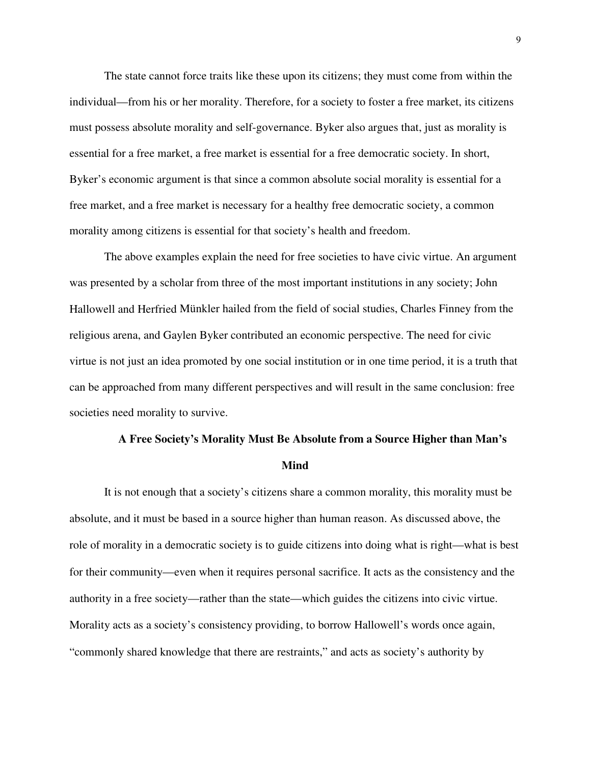The state cannot force traits like these upon its citizens; they must come from within the individual—from his or her morality. Therefore, for a society to foster a free market, its citizens must possess absolute morality and self-governance. Byker also argues that, just as morality is essential for a free market, a free market is essential for a free democratic society. In short, Byker's economic argument is that since a common absolute social morality is essential for a free market, and a free market is necessary for a healthy free democratic society, a common morality among citizens is essential for that society's health and freedom.

The above examples explain the need for free societies to have civic virtue. An argument was presented by a scholar from three of the most important institutions in any society; John Hallowell and Herfried Münkler hailed from the field of social studies, Charles Finney from the religious arena, and Gaylen Byker contributed an economic perspective. The need for civic virtue is not just an idea promoted by one social institution or in one time period, it is a truth that can be approached from many different perspectives and will result in the same conclusion: free societies need morality to survive.

## A Free Society's Morality Must Be Absolute from a Source Higher than Man's Mind

It is not enough that a society's citizens share a common morality, this morality must be absolute, and it must be based in a source higher than human reason. As discussed above, the role of morality in a democratic society is to guide citizens into doing what is right—what is best for their community—even when it requires personal sacrifice. It acts as the consistency and the authority in a free society—rather than the state—which guides the citizens into civic virtue. Morality acts as a society's consistency providing, to borrow Hallowell's words once again, "commonly shared knowledge that there are restraints," and acts as society's authority by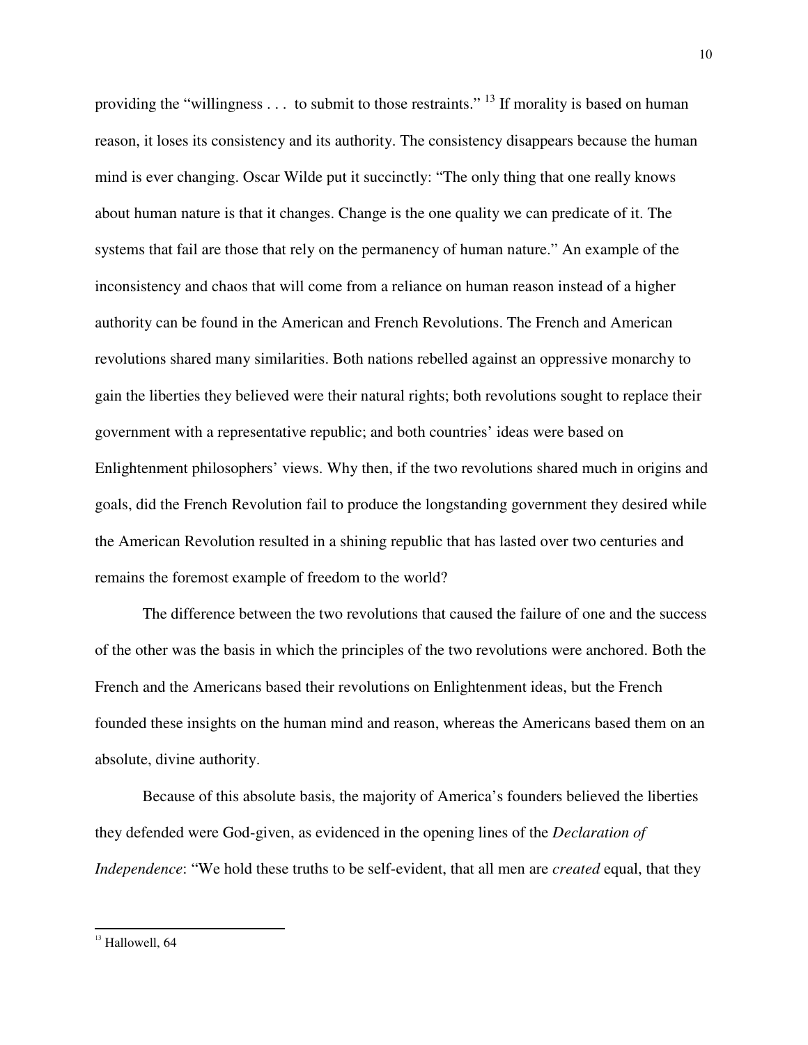providing the "willingness . . . to submit to those restraints."[13] If morality is based on human reason, it loses its consistency and its authority. The consistency disappears because the human mind is ever changing. Oscar Wilde put it succinctly: "The only thing that one really knows about human nature is that it changes. Change is the one quality we can predicate of it. The systems that fail are those that rely on the permanency of human nature." An example of the inconsistency and chaos that will come from a reliance on human reason instead of a higher authority can be found in the American and French Revolutions. The French and American revolutions shared many similarities. Both nations rebelled against an oppressive monarchy to gain the liberties they believed were their natural rights; both revolutions sought to replace their government with a representative republic; and both countries' ideas were based on Enlightenment philosophers' views. Why then, if the two revolutions shared much in origins and goals, did the French Revolution fail to produce the longstanding government they desired while the American Revolution resulted in a shining republic that has lasted over two centuries and remains the foremost example of freedom to the world?

The difference between the two revolutions that caused the failure of one and the success of the other was the basis in which the principles of the two revolutions were anchored. Both the French and the Americans based their revolutions on Enlightenment ideas, but the French founded these insights on the human mind and reason, whereas the Americans based them on an absolute, divine authority.

Because of this absolute basis, the majority of America's founders believed the liberties they defended were God-given, as evidenced in the opening lines of the *Declaration of Independence*: "We hold these truths to be self-evident, that all men are *created* equal, that they

---

[13] Hallowell, 64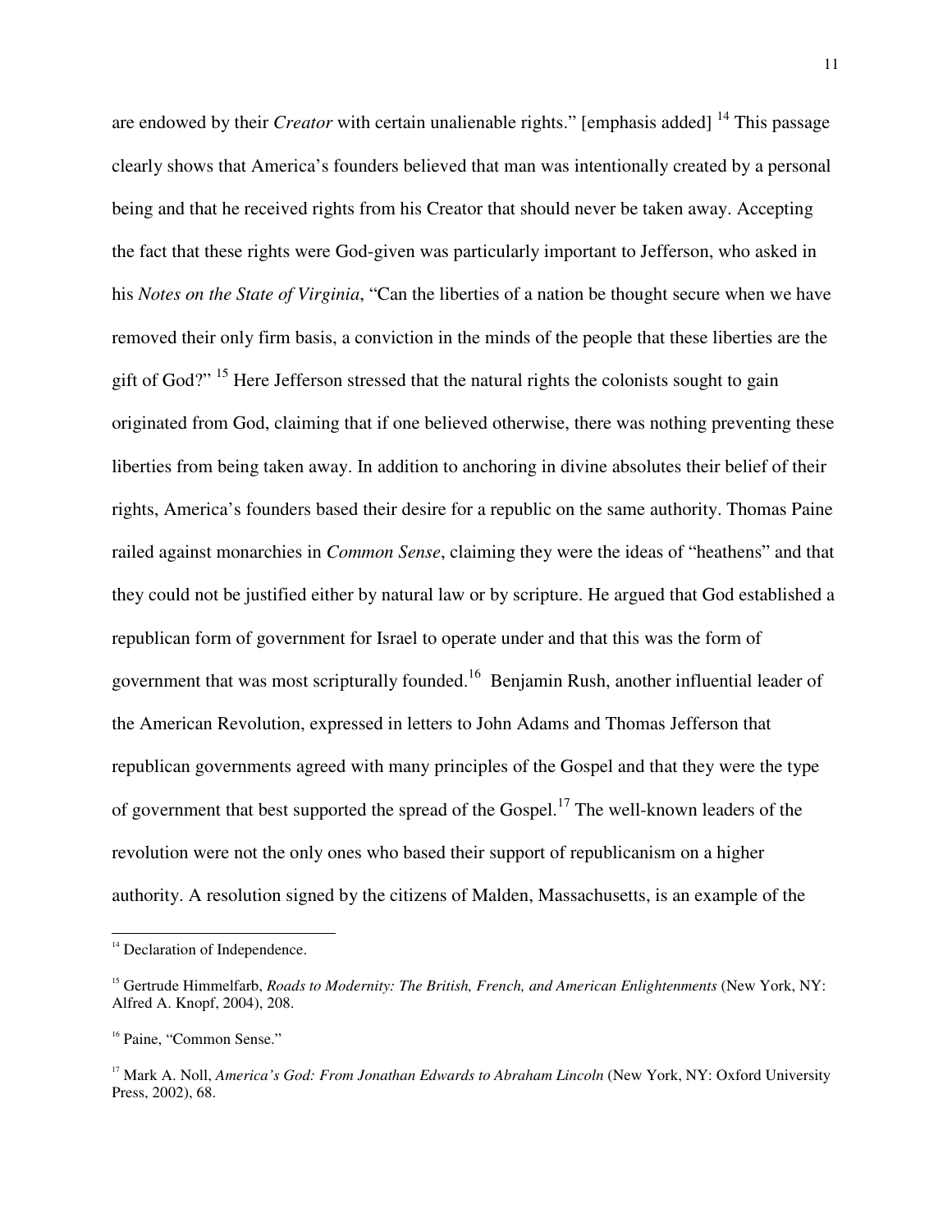are endowed by their *Creator* with certain unalienable rights." [emphasis added] [14] This passage clearly shows that America's founders believed that man was intentionally created by a personal being and that he received rights from his Creator that should never be taken away. Accepting the fact that these rights were God-given was particularly important to Jefferson, who asked in his *Notes on the State of Virginia*, "Can the liberties of a nation be thought secure when we have removed their only firm basis, a conviction in the minds of the people that these liberties are the gift of God?" [15] Here Jefferson stressed that the natural rights the colonists sought to gain originated from God, claiming that if one believed otherwise, there was nothing preventing these liberties from being taken away. In addition to anchoring in divine absolutes their belief of their rights, America's founders based their desire for a republic on the same authority. Thomas Paine railed against monarchies in *Common Sense*, claiming they were the ideas of "heathens" and that they could not be justified either by natural law or by scripture. He argued that God established a republican form of government for Israel to operate under and that this was the form of government that was most scripturally founded.[16] Benjamin Rush, another influential leader of the American Revolution, expressed in letters to John Adams and Thomas Jefferson that republican governments agreed with many principles of the Gospel and that they were the type of government that best supported the spread of the Gospel.[17] The well-known leaders of the revolution were not the only ones who based their support of republicanism on a higher authority. A resolution signed by the citizens of Malden, Massachusetts, is an example of the

---

[14] Declaration of Independence.

[15] Gertrude Himmelfarb, *Roads to Modernity: The British, French, and American Enlightenments* (New York, NY: Alfred A. Knopf, 2004), 208.

[16] Paine, "Common Sense."

[17] Mark A. Noll, *America's God: From Jonathan Edwards to Abraham Lincoln* (New York, NY: Oxford University Press, 2002), 68.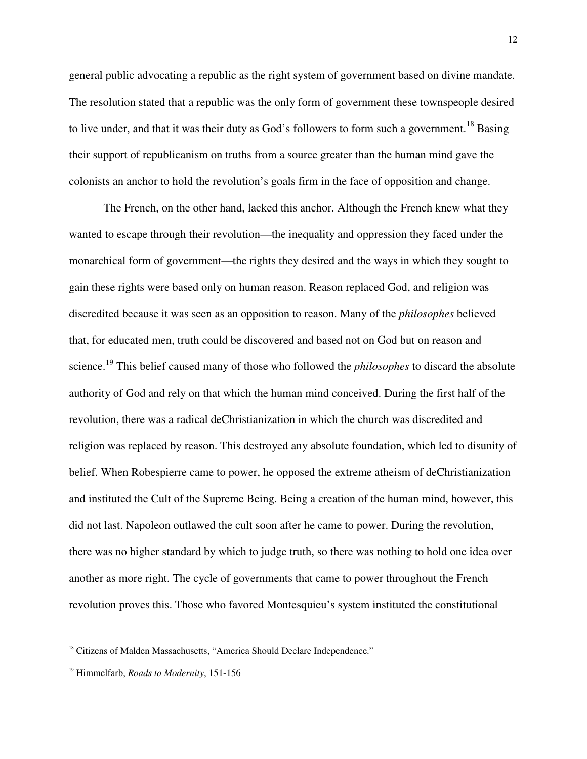general public advocating a republic as the right system of government based on divine mandate. The resolution stated that a republic was the only form of government these townspeople desired to live under, and that it was their duty as God's followers to form such a government.[18] Basing their support of republicanism on truths from a source greater than the human mind gave the colonists an anchor to hold the revolution's goals firm in the face of opposition and change.

The French, on the other hand, lacked this anchor. Although the French knew what they wanted to escape through their revolution—the inequality and oppression they faced under the monarchical form of government—the rights they desired and the ways in which they sought to gain these rights were based only on human reason. Reason replaced God, and religion was discredited because it was seen as an opposition to reason. Many of the *philosophes* believed that, for educated men, truth could be discovered and based not on God but on reason and science.[19] This belief caused many of those who followed the *philosophes* to discard the absolute authority of God and rely on that which the human mind conceived. During the first half of the revolution, there was a radical deChristianization in which the church was discredited and religion was replaced by reason. This destroyed any absolute foundation, which led to disunity of belief. When Robespierre came to power, he opposed the extreme atheism of deChristianization and instituted the Cult of the Supreme Being. Being a creation of the human mind, however, this did not last. Napoleon outlawed the cult soon after he came to power. During the revolution, there was no higher standard by which to judge truth, so there was nothing to hold one idea over another as more right. The cycle of governments that came to power throughout the French revolution proves this. Those who favored Montesquieu's system instituted the constitutional

---

[18] Citizens of Malden Massachusetts, "America Should Declare Independence."

[19] Himmelfarb, *Roads to Modernity*, 151-156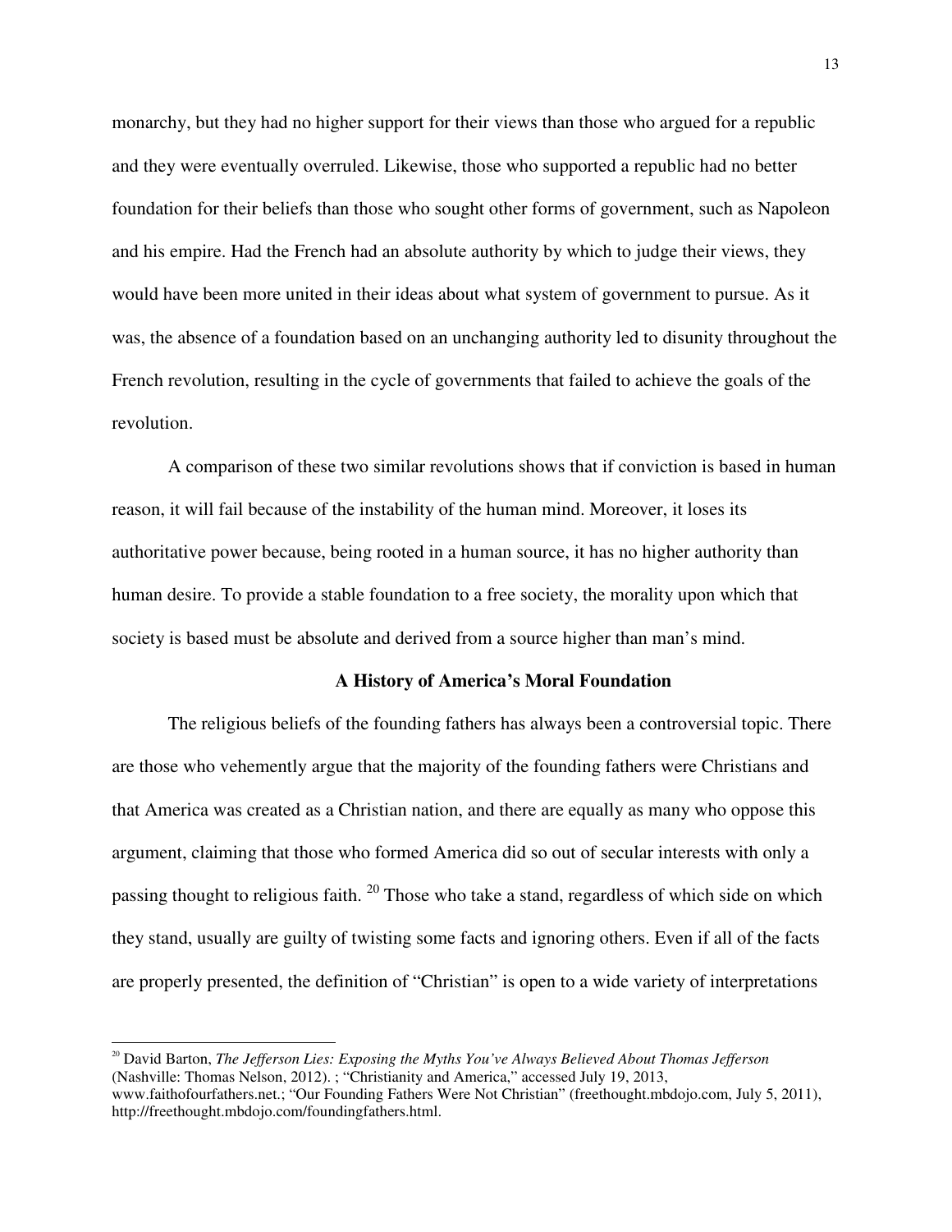monarchy, but they had no higher support for their views than those who argued for a republic and they were eventually overruled. Likewise, those who supported a republic had no better foundation for their beliefs than those who sought other forms of government, such as Napoleon and his empire. Had the French had an absolute authority by which to judge their views, they would have been more united in their ideas about what system of government to pursue. As it was, the absence of a foundation based on an unchanging authority led to disunity throughout the French revolution, resulting in the cycle of governments that failed to achieve the goals of the revolution.

A comparison of these two similar revolutions shows that if conviction is based in human reason, it will fail because of the instability of the human mind. Moreover, it loses its authoritative power because, being rooted in a human source, it has no higher authority than human desire. To provide a stable foundation to a free society, the morality upon which that society is based must be absolute and derived from a source higher than man's mind.

## A History of America's Moral Foundation

The religious beliefs of the founding fathers has always been a controversial topic. There are those who vehemently argue that the majority of the founding fathers were Christians and that America was created as a Christian nation, and there are equally as many who oppose this argument, claiming that those who formed America did so out of secular interests with only a passing thought to religious faith. [20] Those who take a stand, regardless of which side on which they stand, usually are guilty of twisting some facts and ignoring others. Even if all of the facts are properly presented, the definition of "Christian" is open to a wide variety of interpretations

---

[20] David Barton, *The Jefferson Lies: Exposing the Myths You've Always Believed About Thomas Jefferson* (Nashville: Thomas Nelson, 2012). ; "Christianity and America," accessed July 19, 2013, www.faithofourfathers.net.; "Our Founding Fathers Were Not Christian" (freethought.mbdojo.com, July 5, 2011), http://freethought.mbdojo.com/foundingfathers.html.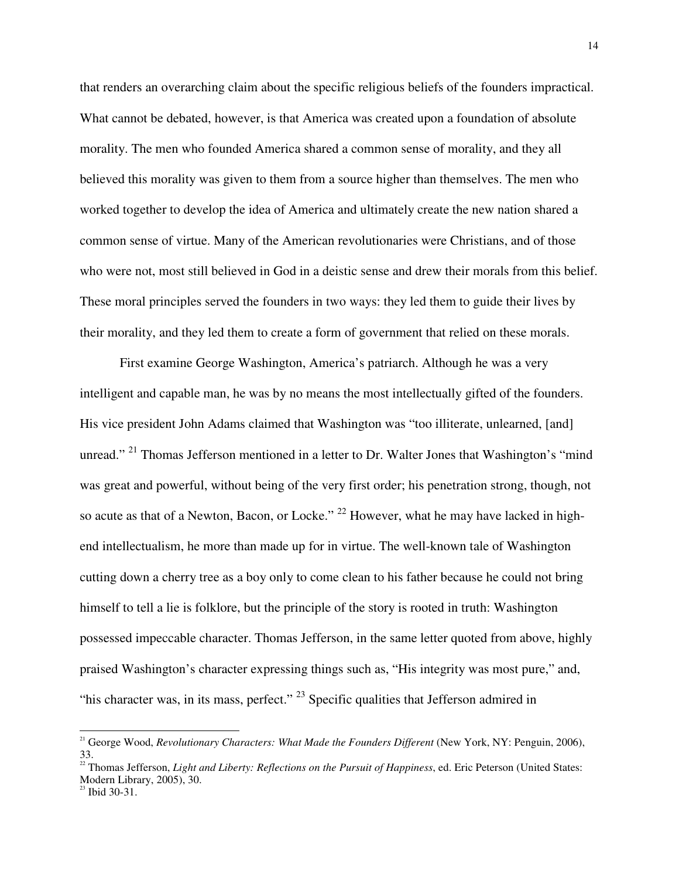that renders an overarching claim about the specific religious beliefs of the founders impractical. What cannot be debated, however, is that America was created upon a foundation of absolute morality. The men who founded America shared a common sense of morality, and they all believed this morality was given to them from a source higher than themselves. The men who worked together to develop the idea of America and ultimately create the new nation shared a common sense of virtue. Many of the American revolutionaries were Christians, and of those who were not, most still believed in God in a deistic sense and drew their morals from this belief. These moral principles served the founders in two ways: they led them to guide their lives by their morality, and they led them to create a form of government that relied on these morals.

First examine George Washington, America's patriarch. Although he was a very intelligent and capable man, he was by no means the most intellectually gifted of the founders. His vice president John Adams claimed that Washington was "too illiterate, unlearned, [and] unread." [21] Thomas Jefferson mentioned in a letter to Dr. Walter Jones that Washington's "mind was great and powerful, without being of the very first order; his penetration strong, though, not so acute as that of a Newton, Bacon, or Locke." [22] However, what he may have lacked in high-end intellectualism, he more than made up for in virtue. The well-known tale of Washington cutting down a cherry tree as a boy only to come clean to his father because he could not bring himself to tell a lie is folklore, but the principle of the story is rooted in truth: Washington possessed impeccable character. Thomas Jefferson, in the same letter quoted from above, highly praised Washington's character expressing things such as, "His integrity was most pure," and, "his character was, in its mass, perfect." [23] Specific qualities that Jefferson admired in

---

[21] George Wood, *Revolutionary Characters: What Made the Founders Different* (New York, NY: Penguin, 2006), 33.

[22] Thomas Jefferson, *Light and Liberty: Reflections on the Pursuit of Happiness*, ed. Eric Peterson (United States: Modern Library, 2005), 30.

[23] Ibid 30-31.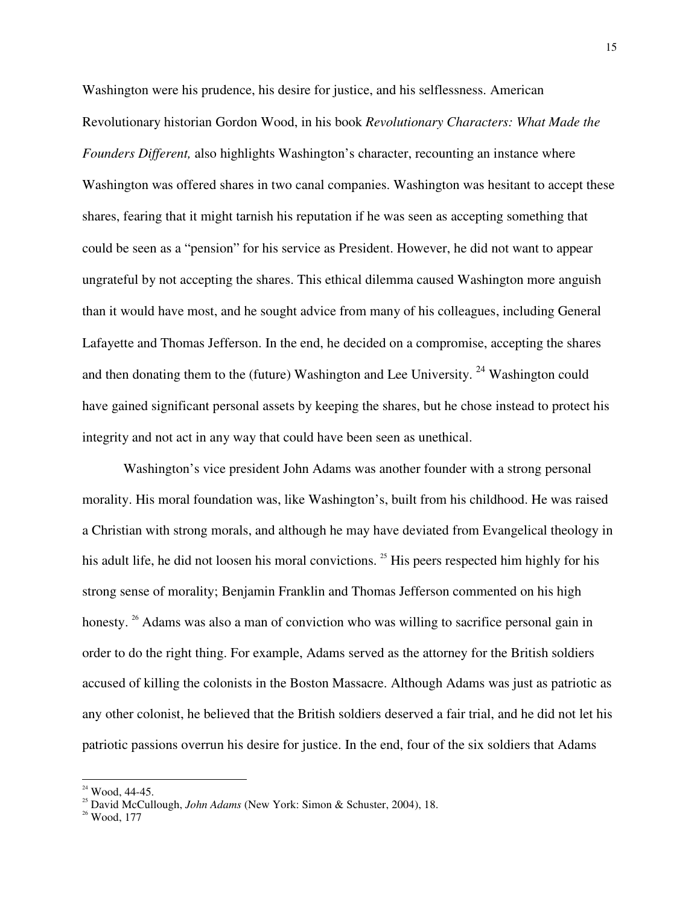Washington were his prudence, his desire for justice, and his selflessness. American Revolutionary historian Gordon Wood, in his book *Revolutionary Characters: What Made the Founders Different,* also highlights Washington's character, recounting an instance where Washington was offered shares in two canal companies. Washington was hesitant to accept these shares, fearing that it might tarnish his reputation if he was seen as accepting something that could be seen as a "pension" for his service as President. However, he did not want to appear ungrateful by not accepting the shares. This ethical dilemma caused Washington more anguish than it would have most, and he sought advice from many of his colleagues, including General Lafayette and Thomas Jefferson. In the end, he decided on a compromise, accepting the shares and then donating them to the (future) Washington and Lee University. [24] Washington could have gained significant personal assets by keeping the shares, but he chose instead to protect his integrity and not act in any way that could have been seen as unethical.

Washington's vice president John Adams was another founder with a strong personal morality. His moral foundation was, like Washington's, built from his childhood. He was raised a Christian with strong morals, and although he may have deviated from Evangelical theology in his adult life, he did not loosen his moral convictions. [25] His peers respected him highly for his strong sense of morality; Benjamin Franklin and Thomas Jefferson commented on his high honesty. [26] Adams was also a man of conviction who was willing to sacrifice personal gain in order to do the right thing. For example, Adams served as the attorney for the British soldiers accused of killing the colonists in the Boston Massacre. Although Adams was just as patriotic as any other colonist, he believed that the British soldiers deserved a fair trial, and he did not let his patriotic passions overrun his desire for justice. In the end, four of the six soldiers that Adams

---

[24] Wood, 44-45.

[25] David McCullough, *John Adams* (New York: Simon & Schuster, 2004), 18.

[26] Wood, 177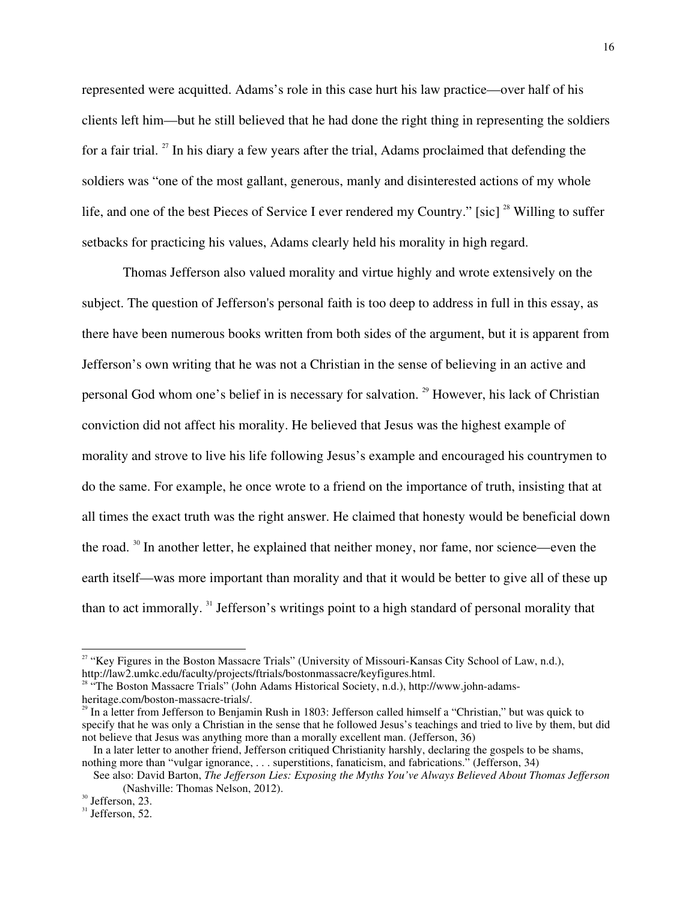represented were acquitted. Adams's role in this case hurt his law practice—over half of his clients left him—but he still believed that he had done the right thing in representing the soldiers for a fair trial. [27] In his diary a few years after the trial, Adams proclaimed that defending the soldiers was "one of the most gallant, generous, manly and disinterested actions of my whole life, and one of the best Pieces of Service I ever rendered my Country." [sic] [28] Willing to suffer setbacks for practicing his values, Adams clearly held his morality in high regard.

Thomas Jefferson also valued morality and virtue highly and wrote extensively on the subject. The question of Jefferson's personal faith is too deep to address in full in this essay, as there have been numerous books written from both sides of the argument, but it is apparent from Jefferson's own writing that he was not a Christian in the sense of believing in an active and personal God whom one's belief in is necessary for salvation. [29] However, his lack of Christian conviction did not affect his morality. He believed that Jesus was the highest example of morality and strove to live his life following Jesus's example and encouraged his countrymen to do the same. For example, he once wrote to a friend on the importance of truth, insisting that at all times the exact truth was the right answer. He claimed that honesty would be beneficial down the road. [30] In another letter, he explained that neither money, nor fame, nor science—even the earth itself—was more important than morality and that it would be better to give all of these up than to act immorally. [31] Jefferson's writings point to a high standard of personal morality that

---

[27] "Key Figures in the Boston Massacre Trials" (University of Missouri-Kansas City School of Law, n.d.), http://law2.umkc.edu/faculty/projects/ftrials/bostonmassacre/keyfigures.html.

[28] "The Boston Massacre Trials" (John Adams Historical Society, n.d.), http://www.john-adams-heritage.com/boston-massacre-trials/.

[29] In a letter from Jefferson to Benjamin Rush in 1803: Jefferson called himself a "Christian," but was quick to specify that he was only a Christian in the sense that he followed Jesus's teachings and tried to live by them, but did not believe that Jesus was anything more than a morally excellent man. (Jefferson, 36)

In a later letter to another friend, Jefferson critiqued Christianity harshly, declaring the gospels to be shams, nothing more than "vulgar ignorance, . . . superstitions, fanaticism, and fabrications." (Jefferson, 34)

See also: David Barton, *The Jefferson Lies: Exposing the Myths You've Always Believed About Thomas Jefferson* (Nashville: Thomas Nelson, 2012).

[30] Jefferson, 23.

[31] Jefferson, 52.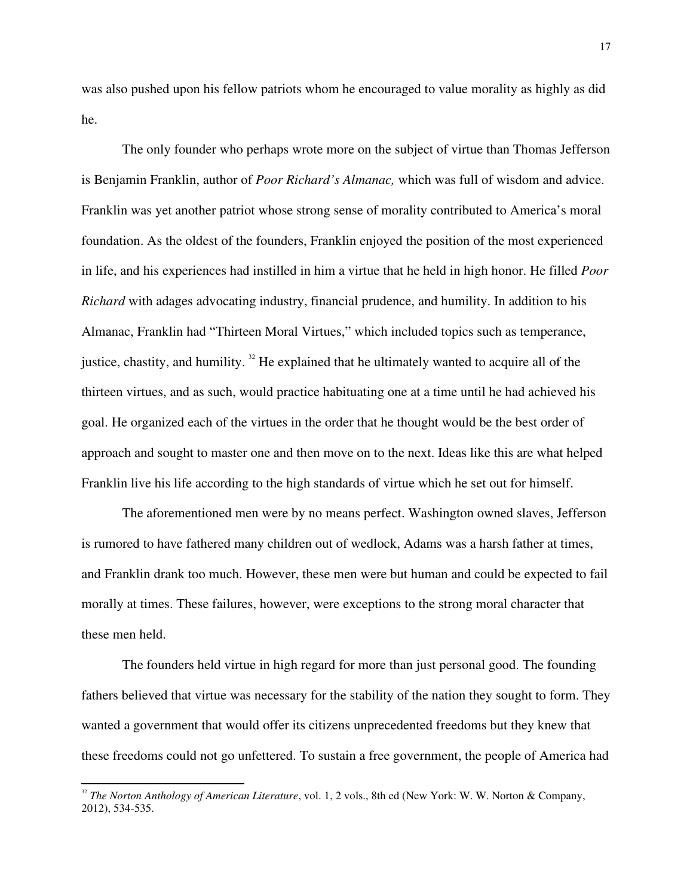was also pushed upon his fellow patriots whom he encouraged to value morality as highly as did he.

The only founder who perhaps wrote more on the subject of virtue than Thomas Jefferson is Benjamin Franklin, author of *Poor Richard's Almanac,* which was full of wisdom and advice. Franklin was yet another patriot whose strong sense of morality contributed to America's moral foundation. As the oldest of the founders, Franklin enjoyed the position of the most experienced in life, and his experiences had instilled in him a virtue that he held in high honor. He filled *Poor Richard* with adages advocating industry, financial prudence, and humility. In addition to his Almanac, Franklin had "Thirteen Moral Virtues," which included topics such as temperance, justice, chastity, and humility. [32] He explained that he ultimately wanted to acquire all of the thirteen virtues, and as such, would practice habituating one at a time until he had achieved his goal. He organized each of the virtues in the order that he thought would be the best order of approach and sought to master one and then move on to the next. Ideas like this are what helped Franklin live his life according to the high standards of virtue which he set out for himself.

The aforementioned men were by no means perfect. Washington owned slaves, Jefferson is rumored to have fathered many children out of wedlock, Adams was a harsh father at times, and Franklin drank too much. However, these men were but human and could be expected to fail morally at times. These failures, however, were exceptions to the strong moral character that these men held.

The founders held virtue in high regard for more than just personal good. The founding fathers believed that virtue was necessary for the stability of the nation they sought to form. They wanted a government that would offer its citizens unprecedented freedoms but they knew that these freedoms could not go unfettered. To sustain a free government, the people of America had

---

[32] *The Norton Anthology of American Literature*, vol. 1, 2 vols., 8th ed (New York: W. W. Norton & Company, 2012), 534-535.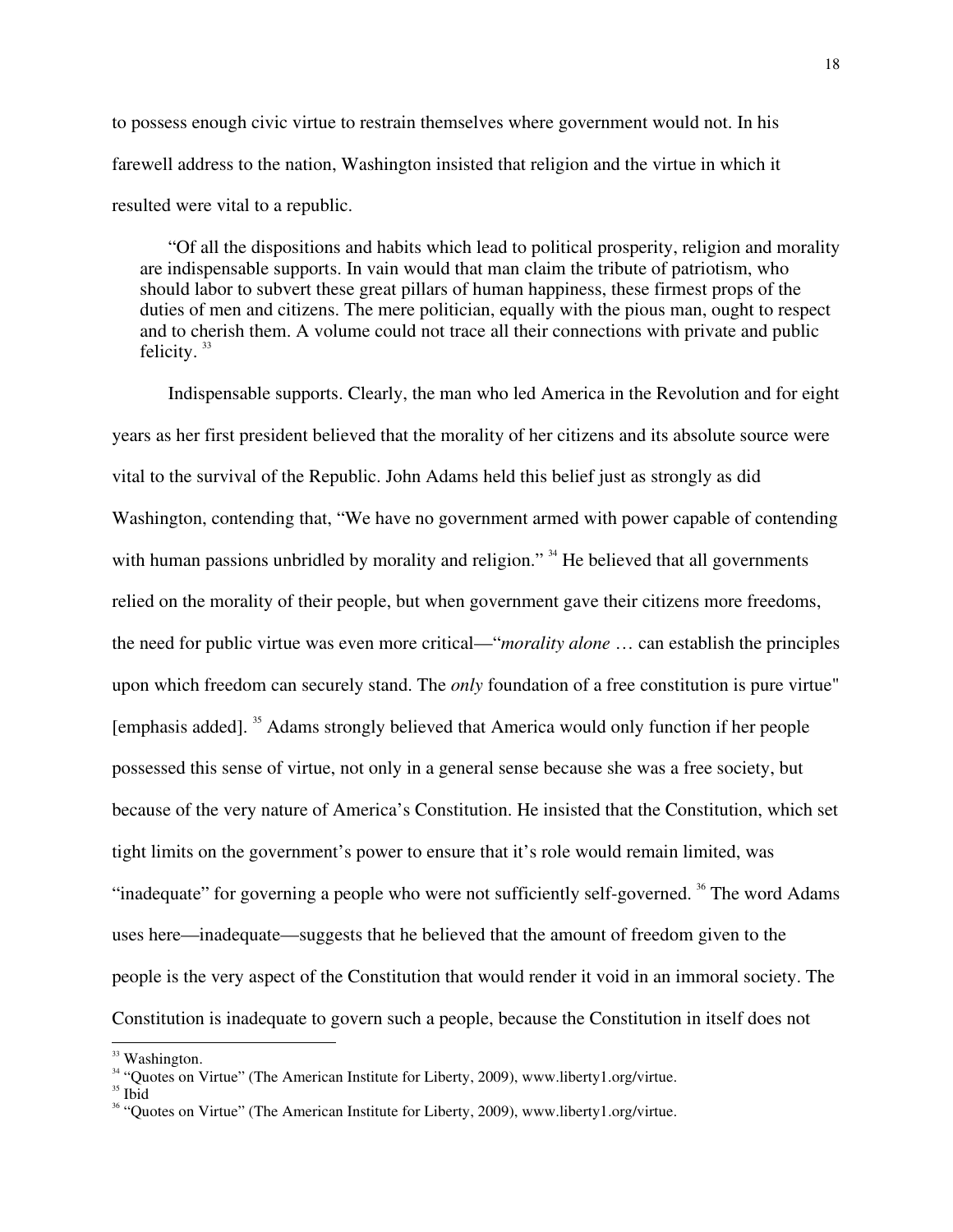to possess enough civic virtue to restrain themselves where government would not. In his farewell address to the nation, Washington insisted that religion and the virtue in which it resulted were vital to a republic.

> "Of all the dispositions and habits which lead to political prosperity, religion and morality are indispensable supports. In vain would that man claim the tribute of patriotism, who should labor to subvert these great pillars of human happiness, these firmest props of the duties of men and citizens. The mere politician, equally with the pious man, ought to respect and to cherish them. A volume could not trace all their connections with private and public felicity. [33]

Indispensable supports. Clearly, the man who led America in the Revolution and for eight years as her first president believed that the morality of her citizens and its absolute source were vital to the survival of the Republic. John Adams held this belief just as strongly as did Washington, contending that, "We have no government armed with power capable of contending with human passions unbridled by morality and religion." [34] He believed that all governments relied on the morality of their people, but when government gave their citizens more freedoms, the need for public virtue was even more critical—"*morality alone* … can establish the principles upon which freedom can securely stand. The *only* foundation of a free constitution is pure virtue" [emphasis added]. [35] Adams strongly believed that America would only function if her people possessed this sense of virtue, not only in a general sense because she was a free society, but because of the very nature of America's Constitution. He insisted that the Constitution, which set tight limits on the government's power to ensure that it's role would remain limited, was "inadequate" for governing a people who were not sufficiently self-governed. [36] The word Adams uses here—inadequate—suggests that he believed that the amount of freedom given to the people is the very aspect of the Constitution that would render it void in an immoral society. The Constitution is inadequate to govern such a people, because the Constitution in itself does not

---

[33] Washington.

[34] "Quotes on Virtue" (The American Institute for Liberty, 2009), www.liberty1.org/virtue.

[35] Ibid

[36] "Quotes on Virtue" (The American Institute for Liberty, 2009), www.liberty1.org/virtue.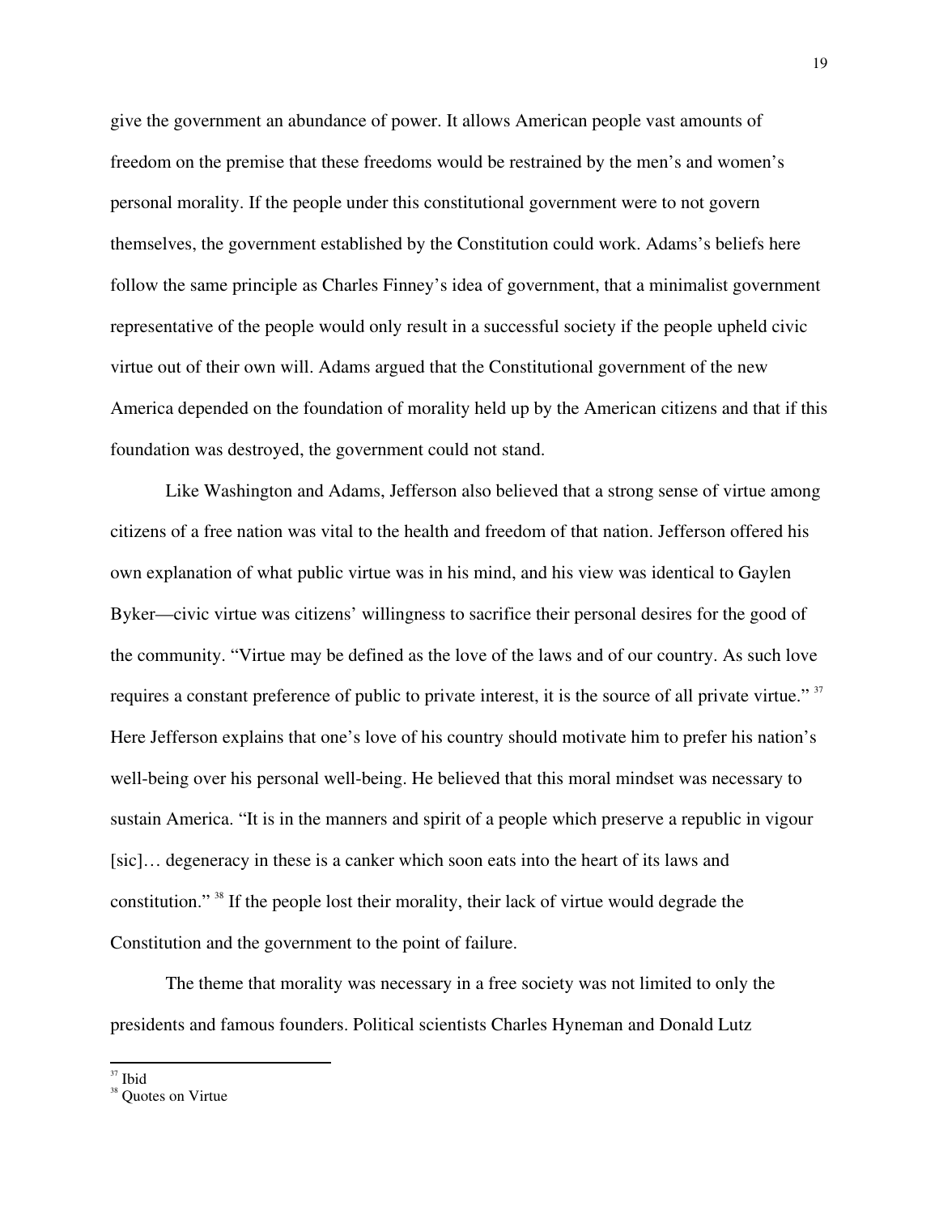give the government an abundance of power. It allows American people vast amounts of freedom on the premise that these freedoms would be restrained by the men's and women's personal morality. If the people under this constitutional government were to not govern themselves, the government established by the Constitution could work. Adams's beliefs here follow the same principle as Charles Finney's idea of government, that a minimalist government representative of the people would only result in a successful society if the people upheld civic virtue out of their own will. Adams argued that the Constitutional government of the new America depended on the foundation of morality held up by the American citizens and that if this foundation was destroyed, the government could not stand.

Like Washington and Adams, Jefferson also believed that a strong sense of virtue among citizens of a free nation was vital to the health and freedom of that nation. Jefferson offered his own explanation of what public virtue was in his mind, and his view was identical to Gaylen Byker—civic virtue was citizens' willingness to sacrifice their personal desires for the good of the community. "Virtue may be defined as the love of the laws and of our country. As such love requires a constant preference of public to private interest, it is the source of all private virtue." [37] Here Jefferson explains that one's love of his country should motivate him to prefer his nation's well-being over his personal well-being. He believed that this moral mindset was necessary to sustain America. "It is in the manners and spirit of a people which preserve a republic in vigour [sic]… degeneracy in these is a canker which soon eats into the heart of its laws and constitution." [38] If the people lost their morality, their lack of virtue would degrade the Constitution and the government to the point of failure.

The theme that morality was necessary in a free society was not limited to only the presidents and famous founders. Political scientists Charles Hyneman and Donald Lutz

---

[37] Ibid

[38] Quotes on Virtue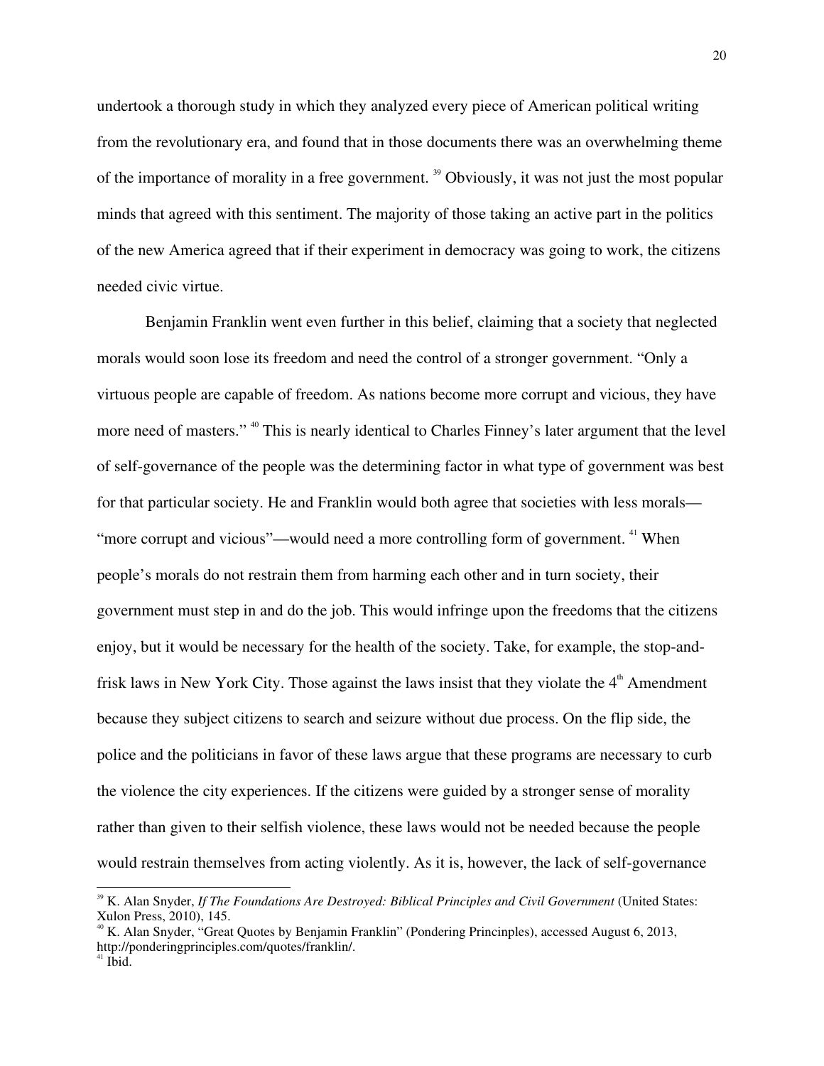undertook a thorough study in which they analyzed every piece of American political writing from the revolutionary era, and found that in those documents there was an overwhelming theme of the importance of morality in a free government. [39] Obviously, it was not just the most popular minds that agreed with this sentiment. The majority of those taking an active part in the politics of the new America agreed that if their experiment in democracy was going to work, the citizens needed civic virtue.

Benjamin Franklin went even further in this belief, claiming that a society that neglected morals would soon lose its freedom and need the control of a stronger government. "Only a virtuous people are capable of freedom. As nations become more corrupt and vicious, they have more need of masters." [40] This is nearly identical to Charles Finney's later argument that the level of self-governance of the people was the determining factor in what type of government was best for that particular society. He and Franklin would both agree that societies with less morals—"more corrupt and vicious"—would need a more controlling form of government. [41] When people's morals do not restrain them from harming each other and in turn society, their government must step in and do the job. This would infringe upon the freedoms that the citizens enjoy, but it would be necessary for the health of the society. Take, for example, the stop-and-frisk laws in New York City. Those against the laws insist that they violate the 4th Amendment because they subject citizens to search and seizure without due process. On the flip side, the police and the politicians in favor of these laws argue that these programs are necessary to curb the violence the city experiences. If the citizens were guided by a stronger sense of morality rather than given to their selfish violence, these laws would not be needed because the people would restrain themselves from acting violently. As it is, however, the lack of self-governance

---

[39] K. Alan Snyder, *If The Foundations Are Destroyed: Biblical Principles and Civil Government* (United States: Xulon Press, 2010), 145.

[40] K. Alan Snyder, "Great Quotes by Benjamin Franklin" (Pondering Princinples), accessed August 6, 2013, http://ponderingprinciples.com/quotes/franklin/.

[41] Ibid.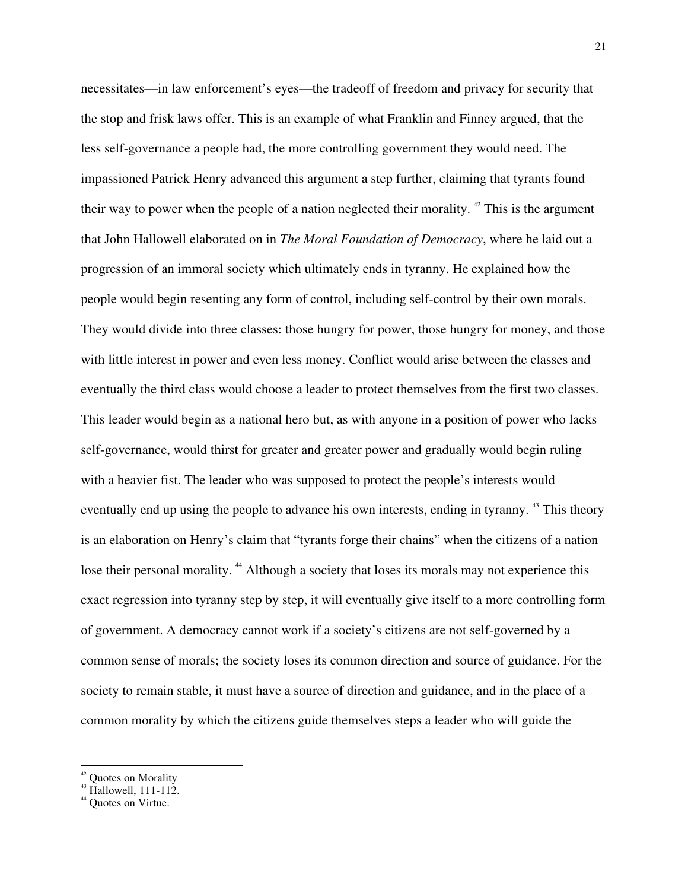necessitates—in law enforcement's eyes—the tradeoff of freedom and privacy for security that the stop and frisk laws offer. This is an example of what Franklin and Finney argued, that the less self-governance a people had, the more controlling government they would need. The impassioned Patrick Henry advanced this argument a step further, claiming that tyrants found their way to power when the people of a nation neglected their morality. [42] This is the argument that John Hallowell elaborated on in *The Moral Foundation of Democracy*, where he laid out a progression of an immoral society which ultimately ends in tyranny. He explained how the people would begin resenting any form of control, including self-control by their own morals. They would divide into three classes: those hungry for power, those hungry for money, and those with little interest in power and even less money. Conflict would arise between the classes and eventually the third class would choose a leader to protect themselves from the first two classes. This leader would begin as a national hero but, as with anyone in a position of power who lacks self-governance, would thirst for greater and greater power and gradually would begin ruling with a heavier fist. The leader who was supposed to protect the people's interests would eventually end up using the people to advance his own interests, ending in tyranny. [43] This theory is an elaboration on Henry's claim that "tyrants forge their chains" when the citizens of a nation lose their personal morality. [44] Although a society that loses its morals may not experience this exact regression into tyranny step by step, it will eventually give itself to a more controlling form of government. A democracy cannot work if a society's citizens are not self-governed by a common sense of morals; the society loses its common direction and source of guidance. For the society to remain stable, it must have a source of direction and guidance, and in the place of a common morality by which the citizens guide themselves steps a leader who will guide the

---

[42] Quotes on Morality

[43] Hallowell, 111-112.

[44] Quotes on Virtue.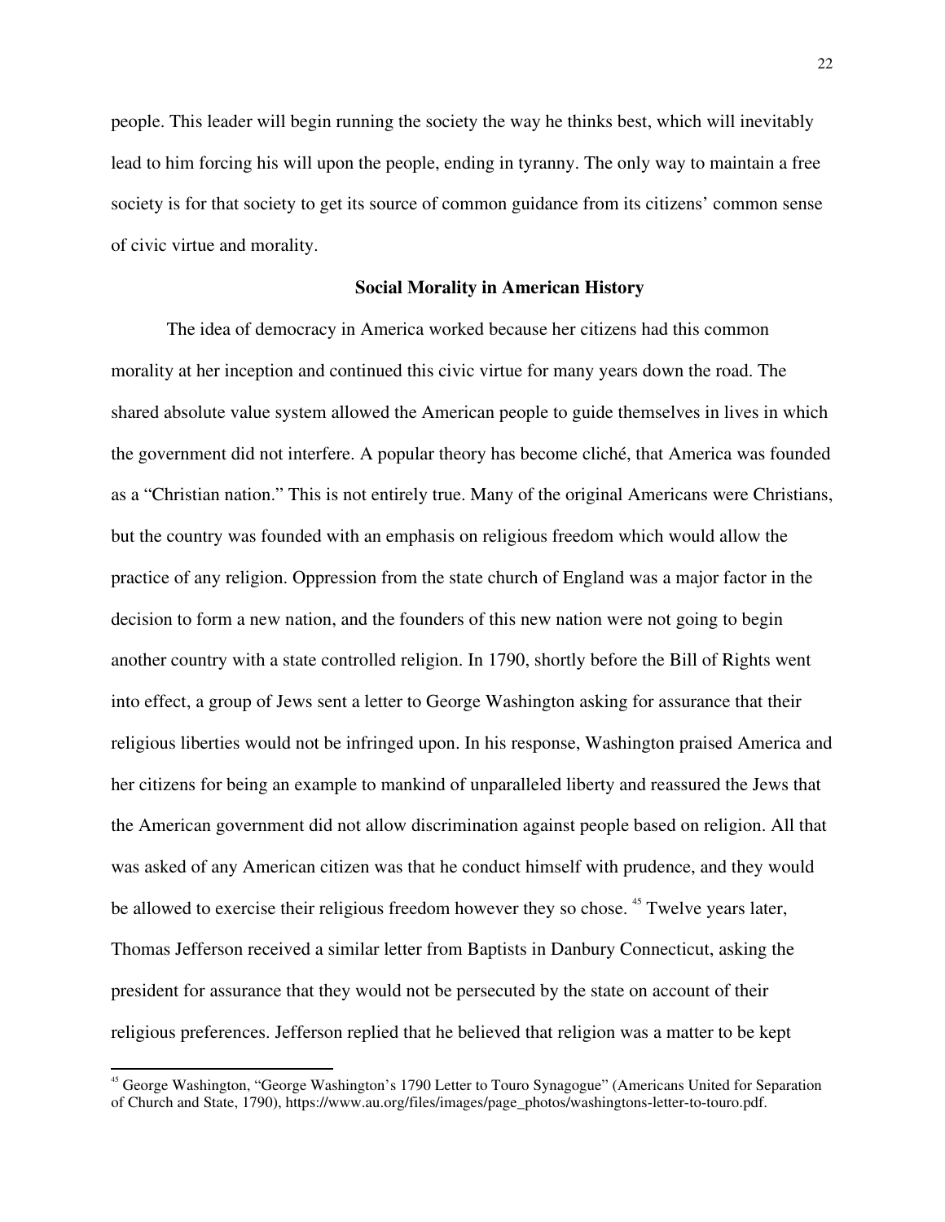people. This leader will begin running the society the way he thinks best, which will inevitably lead to him forcing his will upon the people, ending in tyranny. The only way to maintain a free society is for that society to get its source of common guidance from its citizens' common sense of civic virtue and morality.

### Social Morality in American History

The idea of democracy in America worked because her citizens had this common morality at her inception and continued this civic virtue for many years down the road. The shared absolute value system allowed the American people to guide themselves in lives in which the government did not interfere. A popular theory has become cliché, that America was founded as a "Christian nation." This is not entirely true. Many of the original Americans were Christians, but the country was founded with an emphasis on religious freedom which would allow the practice of any religion. Oppression from the state church of England was a major factor in the decision to form a new nation, and the founders of this new nation were not going to begin another country with a state controlled religion. In 1790, shortly before the Bill of Rights went into effect, a group of Jews sent a letter to George Washington asking for assurance that their religious liberties would not be infringed upon. In his response, Washington praised America and her citizens for being an example to mankind of unparalleled liberty and reassured the Jews that the American government did not allow discrimination against people based on religion. All that was asked of any American citizen was that he conduct himself with prudence, and they would be allowed to exercise their religious freedom however they so chose. [45] Twelve years later, Thomas Jefferson received a similar letter from Baptists in Danbury Connecticut, asking the president for assurance that they would not be persecuted by the state on account of their religious preferences. Jefferson replied that he believed that religion was a matter to be kept

---

[45] George Washington, "George Washington's 1790 Letter to Touro Synagogue" (Americans United for Separation of Church and State, 1790), https://www.au.org/files/images/page_photos/washingtons-letter-to-touro.pdf.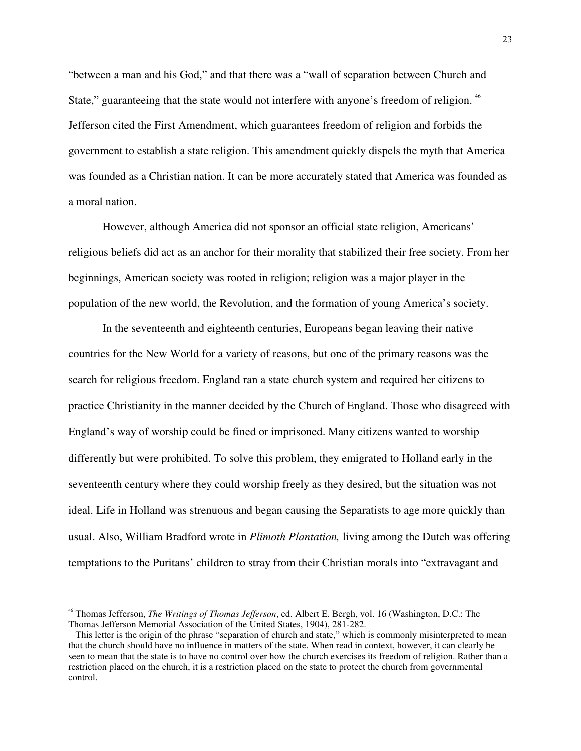"between a man and his God," and that there was a "wall of separation between Church and State," guaranteeing that the state would not interfere with anyone's freedom of religion. [46] Jefferson cited the First Amendment, which guarantees freedom of religion and forbids the government to establish a state religion. This amendment quickly dispels the myth that America was founded as a Christian nation. It can be more accurately stated that America was founded as a moral nation.

However, although America did not sponsor an official state religion, Americans' religious beliefs did act as an anchor for their morality that stabilized their free society. From her beginnings, American society was rooted in religion; religion was a major player in the population of the new world, the Revolution, and the formation of young America's society.

In the seventeenth and eighteenth centuries, Europeans began leaving their native countries for the New World for a variety of reasons, but one of the primary reasons was the search for religious freedom. England ran a state church system and required her citizens to practice Christianity in the manner decided by the Church of England. Those who disagreed with England's way of worship could be fined or imprisoned. Many citizens wanted to worship differently but were prohibited. To solve this problem, they emigrated to Holland early in the seventeenth century where they could worship freely as they desired, but the situation was not ideal. Life in Holland was strenuous and began causing the Separatists to age more quickly than usual. Also, William Bradford wrote in *Plimoth Plantation,* living among the Dutch was offering temptations to the Puritans' children to stray from their Christian morals into "extravagant and

---

[46] Thomas Jefferson, *The Writings of Thomas Jefferson*, ed. Albert E. Bergh, vol. 16 (Washington, D.C.: The Thomas Jefferson Memorial Association of the United States, 1904), 281-282.

This letter is the origin of the phrase "separation of church and state," which is commonly misinterpreted to mean that the church should have no influence in matters of the state. When read in context, however, it can clearly be seen to mean that the state is to have no control over how the church exercises its freedom of religion. Rather than a restriction placed on the church, it is a restriction placed on the state to protect the church from governmental control.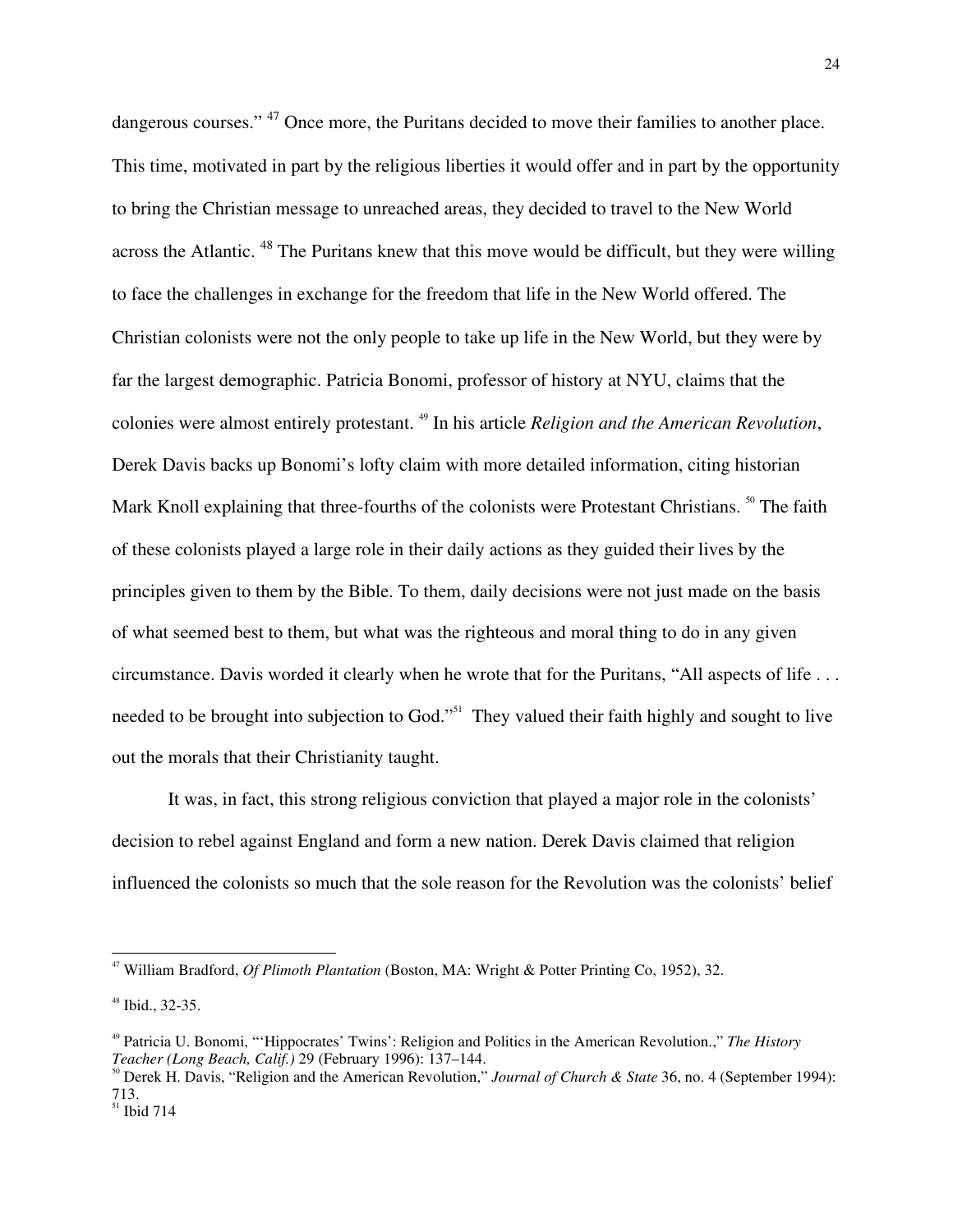dangerous courses."[47] Once more, the Puritans decided to move their families to another place. This time, motivated in part by the religious liberties it would offer and in part by the opportunity to bring the Christian message to unreached areas, they decided to travel to the New World across the Atlantic.[48] The Puritans knew that this move would be difficult, but they were willing to face the challenges in exchange for the freedom that life in the New World offered. The Christian colonists were not the only people to take up life in the New World, but they were by far the largest demographic. Patricia Bonomi, professor of history at NYU, claims that the colonies were almost entirely protestant.[49] In his article *Religion and the American Revolution*, Derek Davis backs up Bonomi's lofty claim with more detailed information, citing historian Mark Knoll explaining that three-fourths of the colonists were Protestant Christians.[50] The faith of these colonists played a large role in their daily actions as they guided their lives by the principles given to them by the Bible. To them, daily decisions were not just made on the basis of what seemed best to them, but what was the righteous and moral thing to do in any given circumstance. Davis worded it clearly when he wrote that for the Puritans, "All aspects of life . . . needed to be brought into subjection to God."[51] They valued their faith highly and sought to live out the morals that their Christianity taught.

It was, in fact, this strong religious conviction that played a major role in the colonists' decision to rebel against England and form a new nation. Derek Davis claimed that religion influenced the colonists so much that the sole reason for the Revolution was the colonists' belief

---

[47] William Bradford, *Of Plimoth Plantation* (Boston, MA: Wright & Potter Printing Co, 1952), 32.

[48] Ibid., 32-35.

[49] Patricia U. Bonomi, "'Hippocrates' Twins': Religion and Politics in the American Revolution.," *The History Teacher (Long Beach, Calif.)* 29 (February 1996): 137–144.

[50] Derek H. Davis, "Religion and the American Revolution," *Journal of Church & State* 36, no. 4 (September 1994): 713.

[51] Ibid 714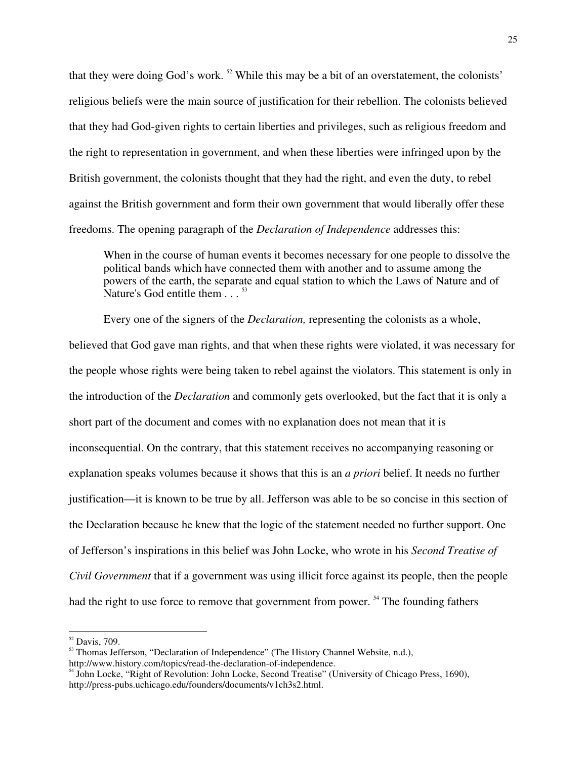that they were doing God's work. [52] While this may be a bit of an overstatement, the colonists' religious beliefs were the main source of justification for their rebellion. The colonists believed that they had God-given rights to certain liberties and privileges, such as religious freedom and the right to representation in government, and when these liberties were infringed upon by the British government, the colonists thought that they had the right, and even the duty, to rebel against the British government and form their own government that would liberally offer these freedoms. The opening paragraph of the *Declaration of Independence* addresses this:

> When in the course of human events it becomes necessary for one people to dissolve the political bands which have connected them with another and to assume among the powers of the earth, the separate and equal station to which the Laws of Nature and of Nature's God entitle them . . . [53]

Every one of the signers of the *Declaration,* representing the colonists as a whole, believed that God gave man rights, and that when these rights were violated, it was necessary for the people whose rights were being taken to rebel against the violators. This statement is only in the introduction of the *Declaration* and commonly gets overlooked, but the fact that it is only a short part of the document and comes with no explanation does not mean that it is inconsequential. On the contrary, that this statement receives no accompanying reasoning or explanation speaks volumes because it shows that this is an *a priori* belief. It needs no further justification—it is known to be true by all. Jefferson was able to be so concise in this section of the Declaration because he knew that the logic of the statement needed no further support. One of Jefferson's inspirations in this belief was John Locke, who wrote in his *Second Treatise of Civil Government* that if a government was using illicit force against its people, then the people had the right to use force to remove that government from power. [54] The founding fathers

---

[52] Davis, 709.

[53] Thomas Jefferson, "Declaration of Independence" (The History Channel Website, n.d.), http://www.history.com/topics/read-the-declaration-of-independence.

[54] John Locke, "Right of Revolution: John Locke, Second Treatise" (University of Chicago Press, 1690), http://press-pubs.uchicago.edu/founders/documents/v1ch3s2.html.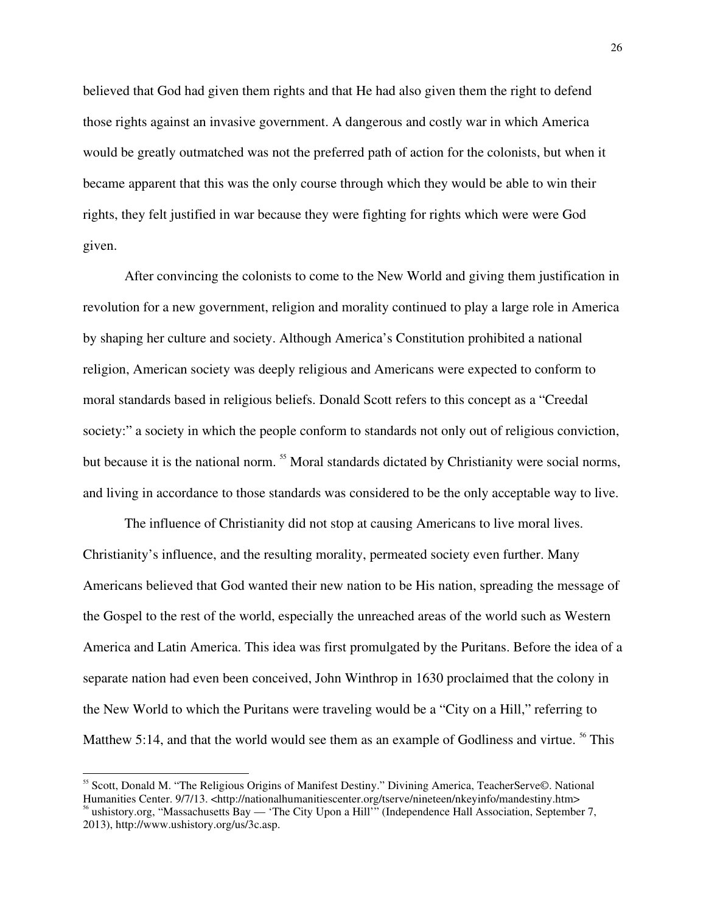believed that God had given them rights and that He had also given them the right to defend those rights against an invasive government. A dangerous and costly war in which America would be greatly outmatched was not the preferred path of action for the colonists, but when it became apparent that this was the only course through which they would be able to win their rights, they felt justified in war because they were fighting for rights which were were God given.

After convincing the colonists to come to the New World and giving them justification in revolution for a new government, religion and morality continued to play a large role in America by shaping her culture and society. Although America's Constitution prohibited a national religion, American society was deeply religious and Americans were expected to conform to moral standards based in religious beliefs. Donald Scott refers to this concept as a "Creedal society:" a society in which the people conform to standards not only out of religious conviction, but because it is the national norm. [55] Moral standards dictated by Christianity were social norms, and living in accordance to those standards was considered to be the only acceptable way to live.

The influence of Christianity did not stop at causing Americans to live moral lives. Christianity's influence, and the resulting morality, permeated society even further. Many Americans believed that God wanted their new nation to be His nation, spreading the message of the Gospel to the rest of the world, especially the unreached areas of the world such as Western America and Latin America. This idea was first promulgated by the Puritans. Before the idea of a separate nation had even been conceived, John Winthrop in 1630 proclaimed that the colony in the New World to which the Puritans were traveling would be a "City on a Hill," referring to Matthew 5:14, and that the world would see them as an example of Godliness and virtue. [56] This

---

[55] Scott, Donald M. "The Religious Origins of Manifest Destiny." Divining America, TeacherServe©. National Humanities Center. 9/7/13. <http://nationalhumanitiescenter.org/tserve/nineteen/nkeyinfo/mandestiny.htm>

[56] ushistory.org, "Massachusetts Bay — 'The City Upon a Hill'" (Independence Hall Association, September 7, 2013), http://www.ushistory.org/us/3c.asp.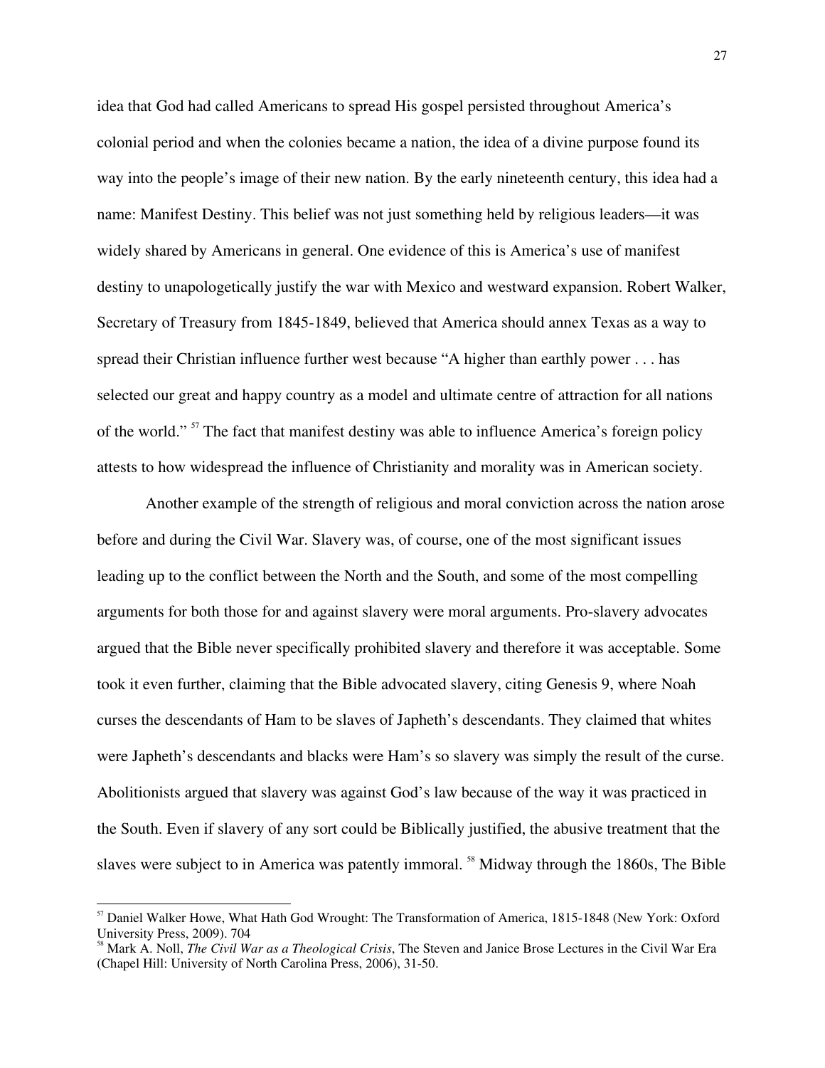idea that God had called Americans to spread His gospel persisted throughout America's colonial period and when the colonies became a nation, the idea of a divine purpose found its way into the people's image of their new nation. By the early nineteenth century, this idea had a name: Manifest Destiny. This belief was not just something held by religious leaders—it was widely shared by Americans in general. One evidence of this is America's use of manifest destiny to unapologetically justify the war with Mexico and westward expansion. Robert Walker, Secretary of Treasury from 1845-1849, believed that America should annex Texas as a way to spread their Christian influence further west because "A higher than earthly power . . . has selected our great and happy country as a model and ultimate centre of attraction for all nations of the world." [57] The fact that manifest destiny was able to influence America's foreign policy attests to how widespread the influence of Christianity and morality was in American society.

Another example of the strength of religious and moral conviction across the nation arose before and during the Civil War. Slavery was, of course, one of the most significant issues leading up to the conflict between the North and the South, and some of the most compelling arguments for both those for and against slavery were moral arguments. Pro-slavery advocates argued that the Bible never specifically prohibited slavery and therefore it was acceptable. Some took it even further, claiming that the Bible advocated slavery, citing Genesis 9, where Noah curses the descendants of Ham to be slaves of Japheth's descendants. They claimed that whites were Japheth's descendants and blacks were Ham's so slavery was simply the result of the curse. Abolitionists argued that slavery was against God's law because of the way it was practiced in the South. Even if slavery of any sort could be Biblically justified, the abusive treatment that the slaves were subject to in America was patently immoral. [58] Midway through the 1860s, The Bible

---

[57] Daniel Walker Howe, What Hath God Wrought: The Transformation of America, 1815-1848 (New York: Oxford University Press, 2009). 704

[58] Mark A. Noll, *The Civil War as a Theological Crisis*, The Steven and Janice Brose Lectures in the Civil War Era (Chapel Hill: University of North Carolina Press, 2006), 31-50.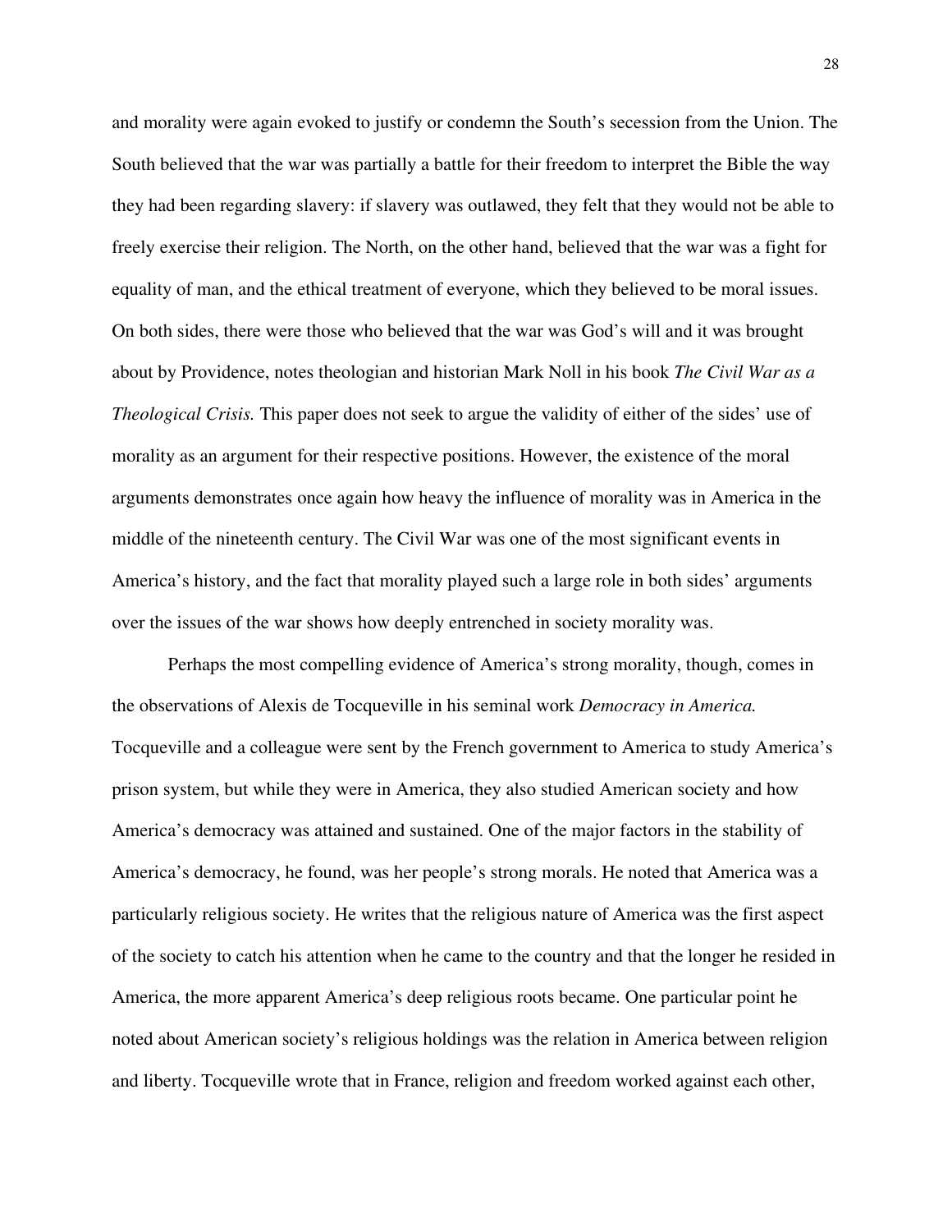and morality were again evoked to justify or condemn the South's secession from the Union. The South believed that the war was partially a battle for their freedom to interpret the Bible the way they had been regarding slavery: if slavery was outlawed, they felt that they would not be able to freely exercise their religion. The North, on the other hand, believed that the war was a fight for equality of man, and the ethical treatment of everyone, which they believed to be moral issues. On both sides, there were those who believed that the war was God's will and it was brought about by Providence, notes theologian and historian Mark Noll in his book *The Civil War as a Theological Crisis.* This paper does not seek to argue the validity of either of the sides' use of morality as an argument for their respective positions. However, the existence of the moral arguments demonstrates once again how heavy the influence of morality was in America in the middle of the nineteenth century. The Civil War was one of the most significant events in America's history, and the fact that morality played such a large role in both sides' arguments over the issues of the war shows how deeply entrenched in society morality was.

Perhaps the most compelling evidence of America's strong morality, though, comes in the observations of Alexis de Tocqueville in his seminal work *Democracy in America.* Tocqueville and a colleague were sent by the French government to America to study America's prison system, but while they were in America, they also studied American society and how America's democracy was attained and sustained. One of the major factors in the stability of America's democracy, he found, was her people's strong morals. He noted that America was a particularly religious society. He writes that the religious nature of America was the first aspect of the society to catch his attention when he came to the country and that the longer he resided in America, the more apparent America's deep religious roots became. One particular point he noted about American society's religious holdings was the relation in America between religion and liberty. Tocqueville wrote that in France, religion and freedom worked against each other,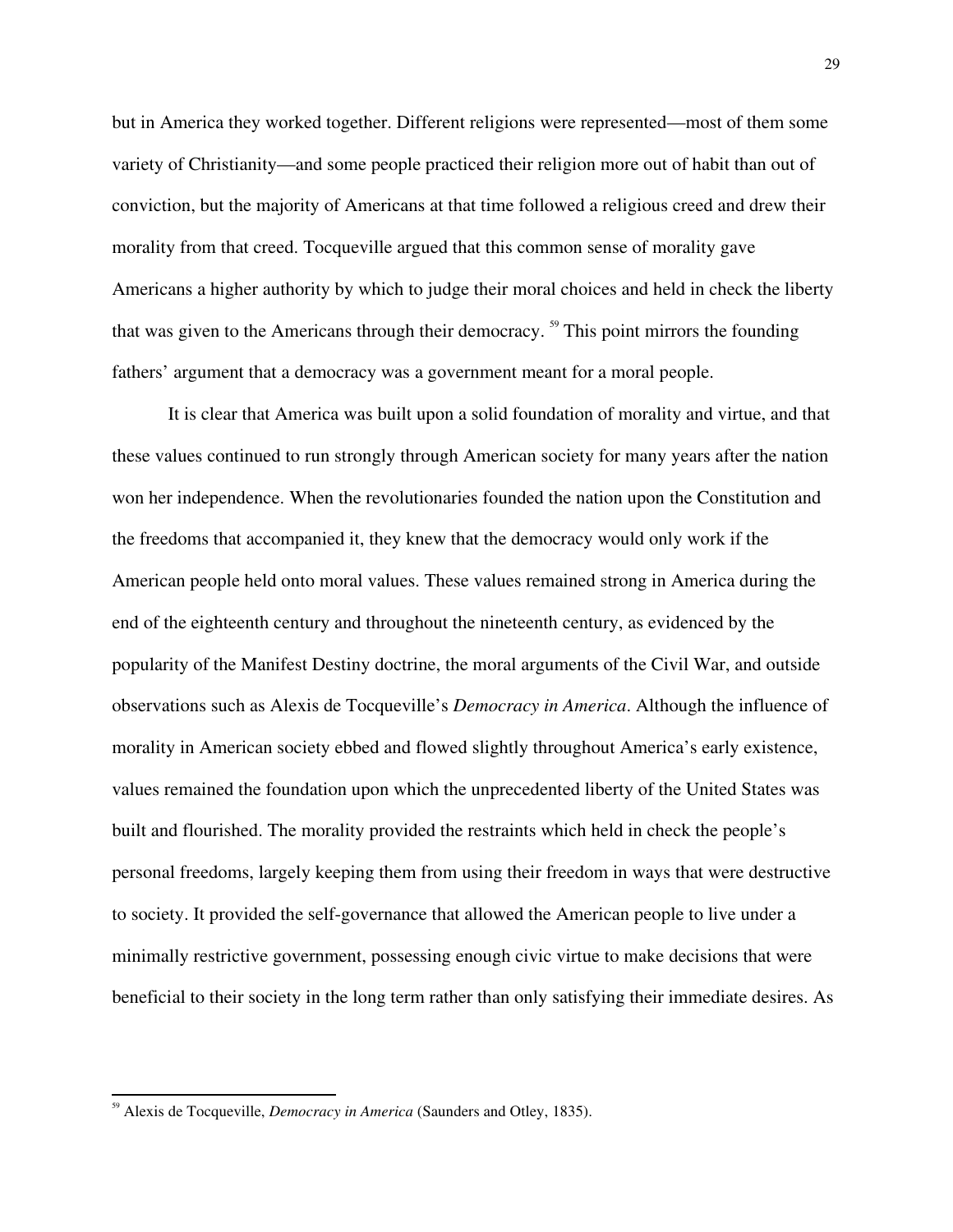but in America they worked together. Different religions were represented—most of them some variety of Christianity—and some people practiced their religion more out of habit than out of conviction, but the majority of Americans at that time followed a religious creed and drew their morality from that creed. Tocqueville argued that this common sense of morality gave Americans a higher authority by which to judge their moral choices and held in check the liberty that was given to the Americans through their democracy. [59] This point mirrors the founding fathers' argument that a democracy was a government meant for a moral people.

It is clear that America was built upon a solid foundation of morality and virtue, and that these values continued to run strongly through American society for many years after the nation won her independence. When the revolutionaries founded the nation upon the Constitution and the freedoms that accompanied it, they knew that the democracy would only work if the American people held onto moral values. These values remained strong in America during the end of the eighteenth century and throughout the nineteenth century, as evidenced by the popularity of the Manifest Destiny doctrine, the moral arguments of the Civil War, and outside observations such as Alexis de Tocqueville's *Democracy in America*. Although the influence of morality in American society ebbed and flowed slightly throughout America's early existence, values remained the foundation upon which the unprecedented liberty of the United States was built and flourished. The morality provided the restraints which held in check the people's personal freedoms, largely keeping them from using their freedom in ways that were destructive to society. It provided the self-governance that allowed the American people to live under a minimally restrictive government, possessing enough civic virtue to make decisions that were beneficial to their society in the long term rather than only satisfying their immediate desires. As

---

[59] Alexis de Tocqueville, *Democracy in America* (Saunders and Otley, 1835).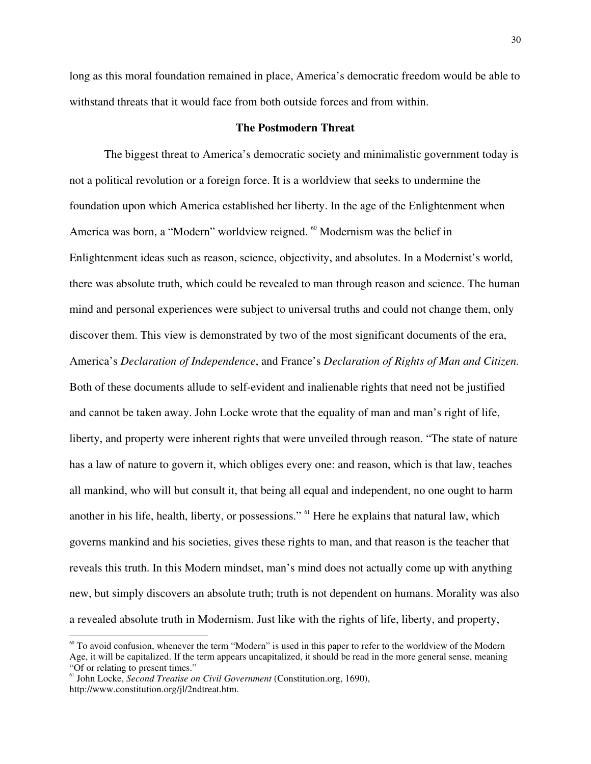long as this moral foundation remained in place, America's democratic freedom would be able to withstand threats that it would face from both outside forces and from within.

## The Postmodern Threat

The biggest threat to America's democratic society and minimalistic government today is not a political revolution or a foreign force. It is a worldview that seeks to undermine the foundation upon which America established her liberty. In the age of the Enlightenment when America was born, a "Modern" worldview reigned. [60] Modernism was the belief in Enlightenment ideas such as reason, science, objectivity, and absolutes. In a Modernist's world, there was absolute truth, which could be revealed to man through reason and science. The human mind and personal experiences were subject to universal truths and could not change them, only discover them. This view is demonstrated by two of the most significant documents of the era, America's *Declaration of Independence*, and France's *Declaration of Rights of Man and Citizen.* Both of these documents allude to self-evident and inalienable rights that need not be justified and cannot be taken away. John Locke wrote that the equality of man and man's right of life, liberty, and property were inherent rights that were unveiled through reason. "The state of nature has a law of nature to govern it, which obliges every one: and reason, which is that law, teaches all mankind, who will but consult it, that being all equal and independent, no one ought to harm another in his life, health, liberty, or possessions." [61] Here he explains that natural law, which governs mankind and his societies, gives these rights to man, and that reason is the teacher that reveals this truth. In this Modern mindset, man's mind does not actually come up with anything new, but simply discovers an absolute truth; truth is not dependent on humans. Morality was also a revealed absolute truth in Modernism. Just like with the rights of life, liberty, and property,

---

[60] To avoid confusion, whenever the term "Modern" is used in this paper to refer to the worldview of the Modern Age, it will be capitalized. If the term appears uncapitalized, it should be read in the more general sense, meaning "Of or relating to present times."

[61] John Locke, *Second Treatise on Civil Government* (Constitution.org, 1690), http://www.constitution.org/jl/2ndtreat.htm.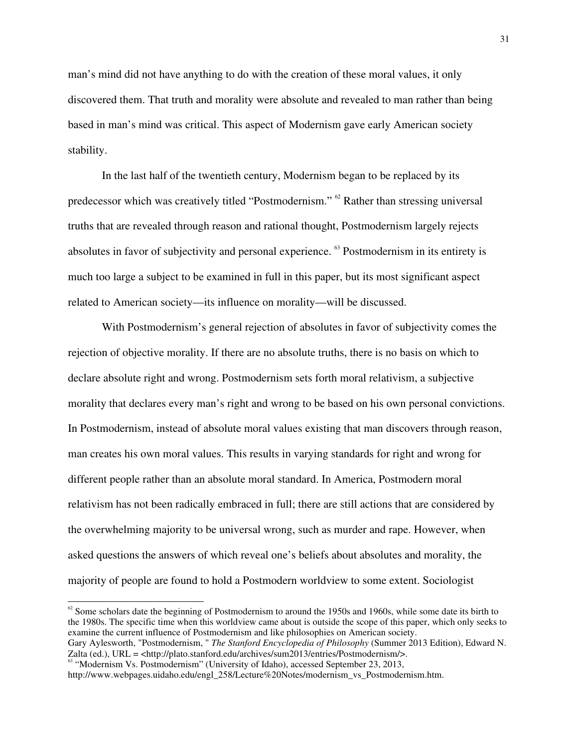man's mind did not have anything to do with the creation of these moral values, it only discovered them. That truth and morality were absolute and revealed to man rather than being based in man's mind was critical. This aspect of Modernism gave early American society stability.

In the last half of the twentieth century, Modernism began to be replaced by its predecessor which was creatively titled "Postmodernism." [62] Rather than stressing universal truths that are revealed through reason and rational thought, Postmodernism largely rejects absolutes in favor of subjectivity and personal experience. [63] Postmodernism in its entirety is much too large a subject to be examined in full in this paper, but its most significant aspect related to American society—its influence on morality—will be discussed.

With Postmodernism's general rejection of absolutes in favor of subjectivity comes the rejection of objective morality. If there are no absolute truths, there is no basis on which to declare absolute right and wrong. Postmodernism sets forth moral relativism, a subjective morality that declares every man's right and wrong to be based on his own personal convictions. In Postmodernism, instead of absolute moral values existing that man discovers through reason, man creates his own moral values. This results in varying standards for right and wrong for different people rather than an absolute moral standard. In America, Postmodern moral relativism has not been radically embraced in full; there are still actions that are considered by the overwhelming majority to be universal wrong, such as murder and rape. However, when asked questions the answers of which reveal one's beliefs about absolutes and morality, the majority of people are found to hold a Postmodern worldview to some extent. Sociologist

---

[62] Some scholars date the beginning of Postmodernism to around the 1950s and 1960s, while some date its birth to the 1980s. The specific time when this worldview came about is outside the scope of this paper, which only seeks to examine the current influence of Postmodernism and like philosophies on American society.
Gary Aylesworth, "Postmodernism, " *The Stanford Encyclopedia of Philosophy* (Summer 2013 Edition), Edward N. Zalta (ed.), URL = <http://plato.stanford.edu/archives/sum2013/entries/Postmodernism/>.

[63] "Modernism Vs. Postmodernism" (University of Idaho), accessed September 23, 2013, http://www.webpages.uidaho.edu/engl_258/Lecture%20Notes/modernism_vs_Postmodernism.htm.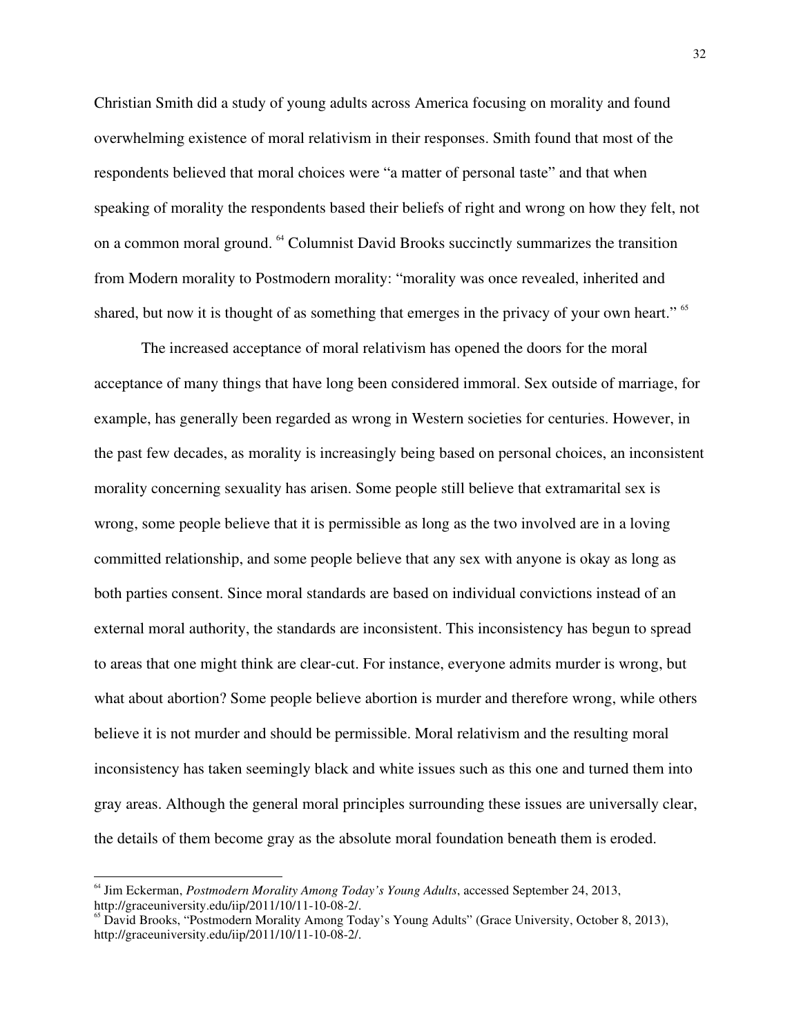Christian Smith did a study of young adults across America focusing on morality and found overwhelming existence of moral relativism in their responses. Smith found that most of the respondents believed that moral choices were "a matter of personal taste" and that when speaking of morality the respondents based their beliefs of right and wrong on how they felt, not on a common moral ground. [64] Columnist David Brooks succinctly summarizes the transition from Modern morality to Postmodern morality: "morality was once revealed, inherited and shared, but now it is thought of as something that emerges in the privacy of your own heart." [65]

The increased acceptance of moral relativism has opened the doors for the moral acceptance of many things that have long been considered immoral. Sex outside of marriage, for example, has generally been regarded as wrong in Western societies for centuries. However, in the past few decades, as morality is increasingly being based on personal choices, an inconsistent morality concerning sexuality has arisen. Some people still believe that extramarital sex is wrong, some people believe that it is permissible as long as the two involved are in a loving committed relationship, and some people believe that any sex with anyone is okay as long as both parties consent. Since moral standards are based on individual convictions instead of an external moral authority, the standards are inconsistent. This inconsistency has begun to spread to areas that one might think are clear-cut. For instance, everyone admits murder is wrong, but what about abortion? Some people believe abortion is murder and therefore wrong, while others believe it is not murder and should be permissible. Moral relativism and the resulting moral inconsistency has taken seemingly black and white issues such as this one and turned them into gray areas. Although the general moral principles surrounding these issues are universally clear, the details of them become gray as the absolute moral foundation beneath them is eroded.

---

[64] Jim Eckerman, *Postmodern Morality Among Today's Young Adults*, accessed September 24, 2013, http://graceuniversity.edu/iip/2011/10/11-10-08-2/.

[65] David Brooks, "Postmodern Morality Among Today's Young Adults" (Grace University, October 8, 2013), http://graceuniversity.edu/iip/2011/10/11-10-08-2/.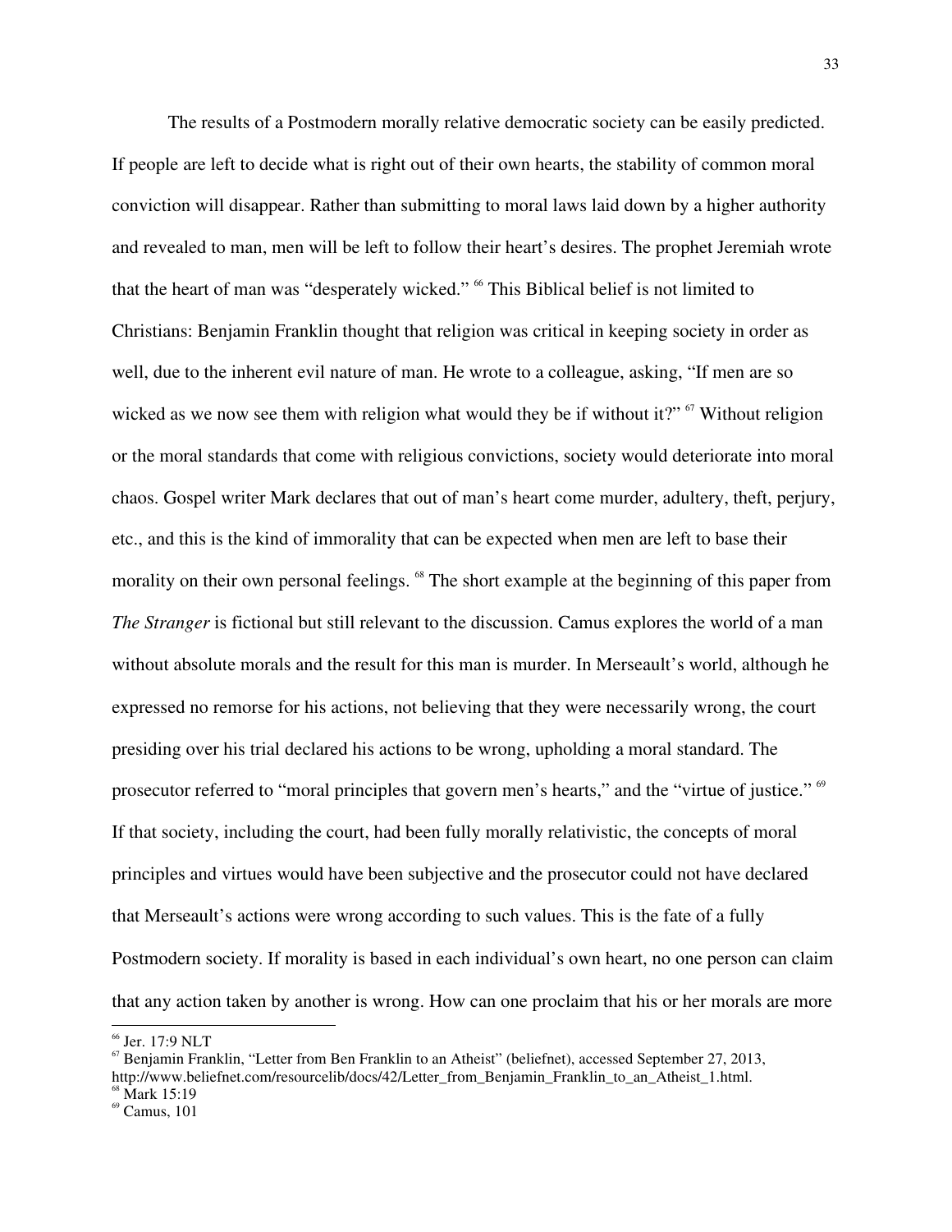The results of a Postmodern morally relative democratic society can be easily predicted. If people are left to decide what is right out of their own hearts, the stability of common moral conviction will disappear. Rather than submitting to moral laws laid down by a higher authority and revealed to man, men will be left to follow their heart's desires. The prophet Jeremiah wrote that the heart of man was "desperately wicked." [66] This Biblical belief is not limited to Christians: Benjamin Franklin thought that religion was critical in keeping society in order as well, due to the inherent evil nature of man. He wrote to a colleague, asking, "If men are so wicked as we now see them with religion what would they be if without it?" [67] Without religion or the moral standards that come with religious convictions, society would deteriorate into moral chaos. Gospel writer Mark declares that out of man's heart come murder, adultery, theft, perjury, etc., and this is the kind of immorality that can be expected when men are left to base their morality on their own personal feelings. [68] The short example at the beginning of this paper from *The Stranger* is fictional but still relevant to the discussion. Camus explores the world of a man without absolute morals and the result for this man is murder. In Merseault's world, although he expressed no remorse for his actions, not believing that they were necessarily wrong, the court presiding over his trial declared his actions to be wrong, upholding a moral standard. The prosecutor referred to "moral principles that govern men's hearts," and the "virtue of justice." [69] If that society, including the court, had been fully morally relativistic, the concepts of moral principles and virtues would have been subjective and the prosecutor could not have declared that Merseault's actions were wrong according to such values. This is the fate of a fully Postmodern society. If morality is based in each individual's own heart, no one person can claim that any action taken by another is wrong. How can one proclaim that his or her morals are more

---

[66] Jer. 17:9 NLT

[67] Benjamin Franklin, "Letter from Ben Franklin to an Atheist" (beliefnet), accessed September 27, 2013, http://www.beliefnet.com/resourcelib/docs/42/Letter_from_Benjamin_Franklin_to_an_Atheist_1.html.

[68] Mark 15:19

[69] Camus, 101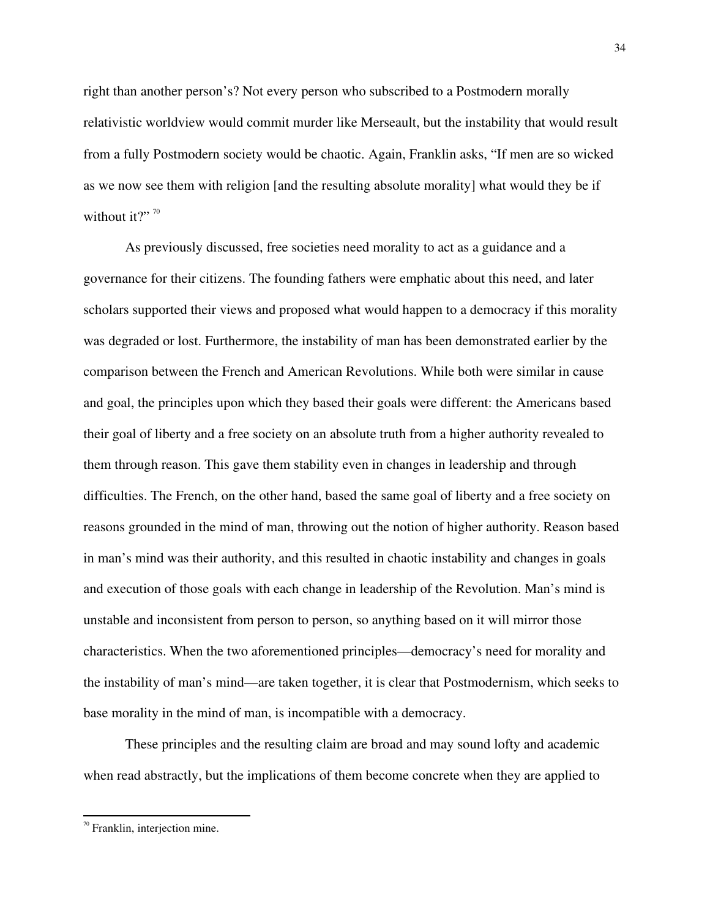right than another person's? Not every person who subscribed to a Postmodern morally relativistic worldview would commit murder like Merseault, but the instability that would result from a fully Postmodern society would be chaotic. Again, Franklin asks, "If men are so wicked as we now see them with religion [and the resulting absolute morality] what would they be if without it?" [70]

As previously discussed, free societies need morality to act as a guidance and a governance for their citizens. The founding fathers were emphatic about this need, and later scholars supported their views and proposed what would happen to a democracy if this morality was degraded or lost. Furthermore, the instability of man has been demonstrated earlier by the comparison between the French and American Revolutions. While both were similar in cause and goal, the principles upon which they based their goals were different: the Americans based their goal of liberty and a free society on an absolute truth from a higher authority revealed to them through reason. This gave them stability even in changes in leadership and through difficulties. The French, on the other hand, based the same goal of liberty and a free society on reasons grounded in the mind of man, throwing out the notion of higher authority. Reason based in man's mind was their authority, and this resulted in chaotic instability and changes in goals and execution of those goals with each change in leadership of the Revolution. Man's mind is unstable and inconsistent from person to person, so anything based on it will mirror those characteristics. When the two aforementioned principles—democracy's need for morality and the instability of man's mind—are taken together, it is clear that Postmodernism, which seeks to base morality in the mind of man, is incompatible with a democracy.

These principles and the resulting claim are broad and may sound lofty and academic when read abstractly, but the implications of them become concrete when they are applied to

---

[70] Franklin, interjection mine.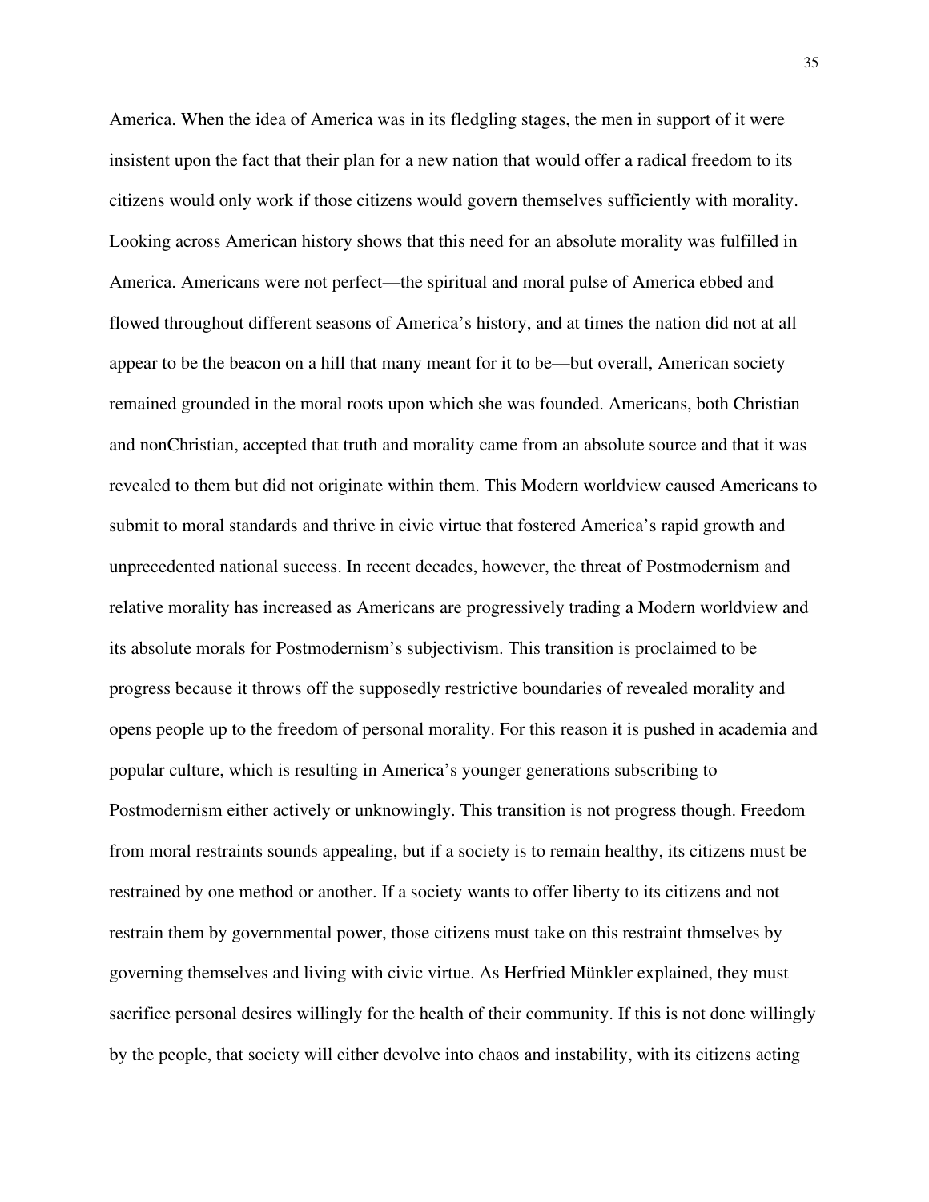America. When the idea of America was in its fledgling stages, the men in support of it were insistent upon the fact that their plan for a new nation that would offer a radical freedom to its citizens would only work if those citizens would govern themselves sufficiently with morality. Looking across American history shows that this need for an absolute morality was fulfilled in America. Americans were not perfect—the spiritual and moral pulse of America ebbed and flowed throughout different seasons of America's history, and at times the nation did not at all appear to be the beacon on a hill that many meant for it to be—but overall, American society remained grounded in the moral roots upon which she was founded. Americans, both Christian and nonChristian, accepted that truth and morality came from an absolute source and that it was revealed to them but did not originate within them. This Modern worldview caused Americans to submit to moral standards and thrive in civic virtue that fostered America's rapid growth and unprecedented national success. In recent decades, however, the threat of Postmodernism and relative morality has increased as Americans are progressively trading a Modern worldview and its absolute morals for Postmodernism's subjectivism. This transition is proclaimed to be progress because it throws off the supposedly restrictive boundaries of revealed morality and opens people up to the freedom of personal morality. For this reason it is pushed in academia and popular culture, which is resulting in America's younger generations subscribing to Postmodernism either actively or unknowingly. This transition is not progress though. Freedom from moral restraints sounds appealing, but if a society is to remain healthy, its citizens must be restrained by one method or another. If a society wants to offer liberty to its citizens and not restrain them by governmental power, those citizens must take on this restraint thmselves by governing themselves and living with civic virtue. As Herfried Münkler explained, they must sacrifice personal desires willingly for the health of their community. If this is not done willingly by the people, that society will either devolve into chaos and instability, with its citizens acting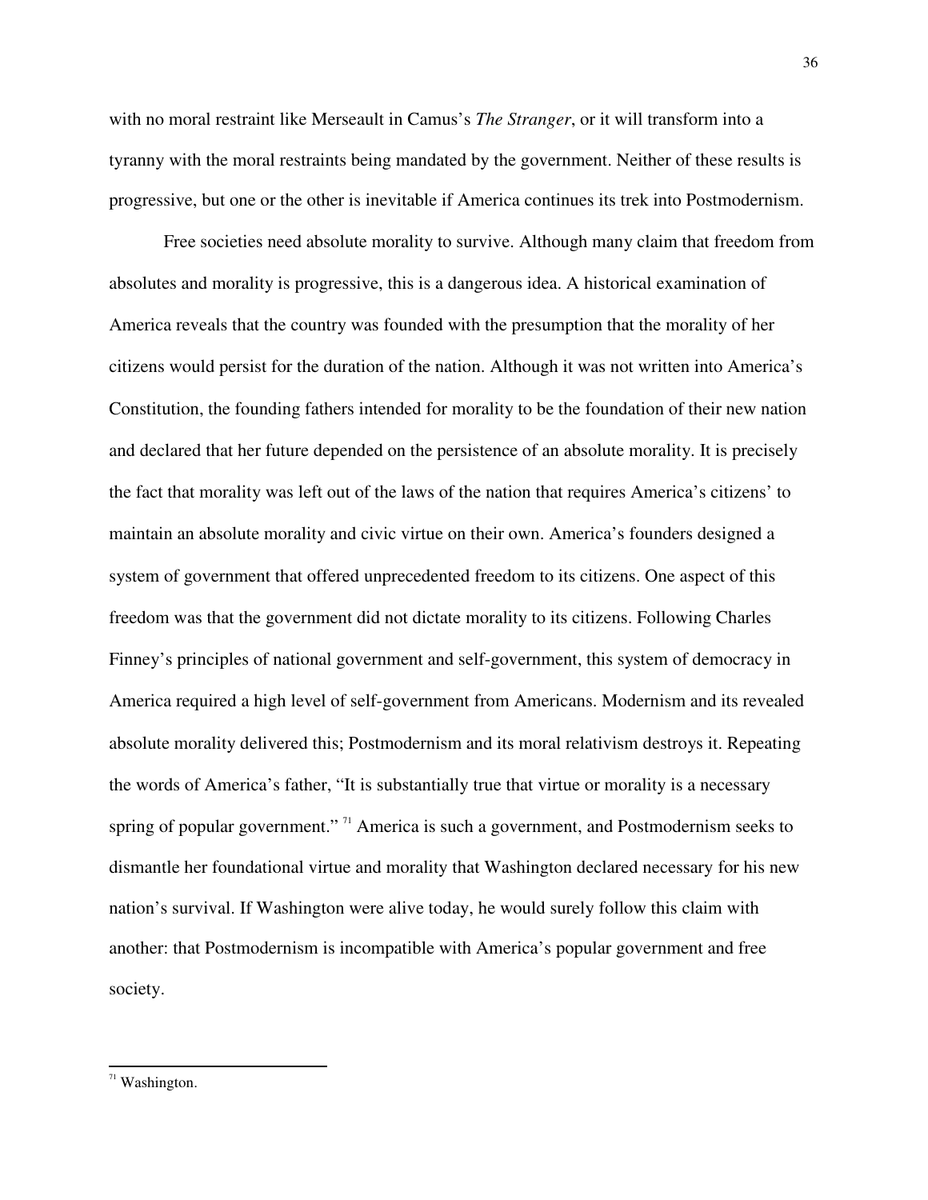with no moral restraint like Merseault in Camus's *The Stranger*, or it will transform into a tyranny with the moral restraints being mandated by the government. Neither of these results is progressive, but one or the other is inevitable if America continues its trek into Postmodernism.

Free societies need absolute morality to survive. Although many claim that freedom from absolutes and morality is progressive, this is a dangerous idea. A historical examination of America reveals that the country was founded with the presumption that the morality of her citizens would persist for the duration of the nation. Although it was not written into America's Constitution, the founding fathers intended for morality to be the foundation of their new nation and declared that her future depended on the persistence of an absolute morality. It is precisely the fact that morality was left out of the laws of the nation that requires America's citizens' to maintain an absolute morality and civic virtue on their own. America's founders designed a system of government that offered unprecedented freedom to its citizens. One aspect of this freedom was that the government did not dictate morality to its citizens. Following Charles Finney's principles of national government and self-government, this system of democracy in America required a high level of self-government from Americans. Modernism and its revealed absolute morality delivered this; Postmodernism and its moral relativism destroys it. Repeating the words of America's father, "It is substantially true that virtue or morality is a necessary spring of popular government." [71] America is such a government, and Postmodernism seeks to dismantle her foundational virtue and morality that Washington declared necessary for his new nation's survival. If Washington were alive today, he would surely follow this claim with another: that Postmodernism is incompatible with America's popular government and free society.

---

[71] Washington.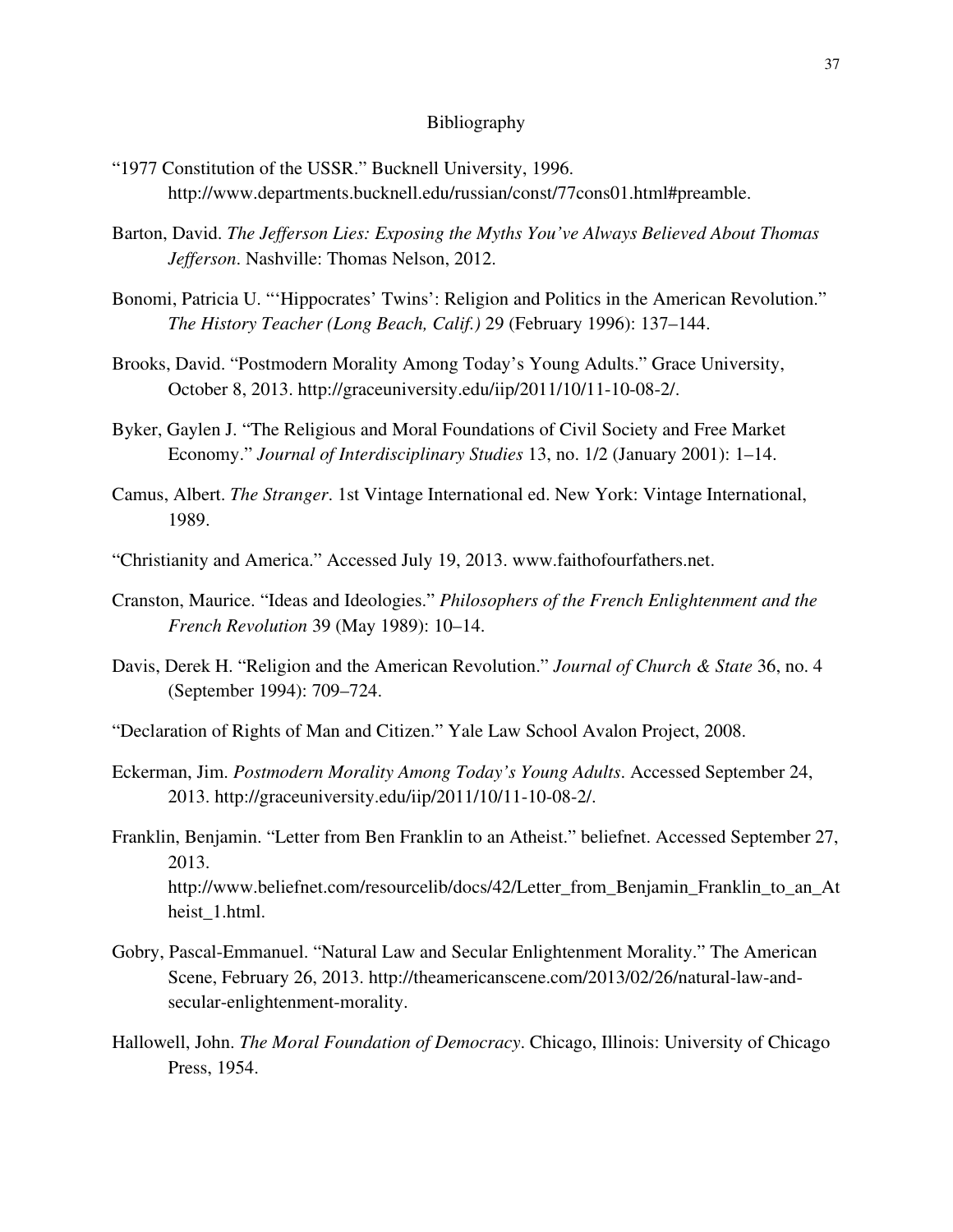# Bibliography

"1977 Constitution of the USSR." Bucknell University, 1996. http://www.departments.bucknell.edu/russian/const/77cons01.html#preamble.

Barton, David. *The Jefferson Lies: Exposing the Myths You've Always Believed About Thomas Jefferson*. Nashville: Thomas Nelson, 2012.

Bonomi, Patricia U. "'Hippocrates' Twins': Religion and Politics in the American Revolution." *The History Teacher (Long Beach, Calif.)* 29 (February 1996): 137–144.

Brooks, David. "Postmodern Morality Among Today's Young Adults." Grace University, October 8, 2013. http://graceuniversity.edu/iip/2011/10/11-10-08-2/.

Byker, Gaylen J. "The Religious and Moral Foundations of Civil Society and Free Market Economy." *Journal of Interdisciplinary Studies* 13, no. 1/2 (January 2001): 1–14.

Camus, Albert. *The Stranger*. 1st Vintage International ed. New York: Vintage International, 1989.

"Christianity and America." Accessed July 19, 2013. www.faithofourfathers.net.

Cranston, Maurice. "Ideas and Ideologies." *Philosophers of the French Enlightenment and the French Revolution* 39 (May 1989): 10–14.

Davis, Derek H. "Religion and the American Revolution." *Journal of Church & State* 36, no. 4 (September 1994): 709–724.

"Declaration of Rights of Man and Citizen." Yale Law School Avalon Project, 2008.

Eckerman, Jim. *Postmodern Morality Among Today's Young Adults*. Accessed September 24, 2013. http://graceuniversity.edu/iip/2011/10/11-10-08-2/.

Franklin, Benjamin. "Letter from Ben Franklin to an Atheist." beliefnet. Accessed September 27, 2013. http://www.beliefnet.com/resourcelib/docs/42/Letter_from_Benjamin_Franklin_to_an_Atheist_1.html.

Gobry, Pascal-Emmanuel. "Natural Law and Secular Enlightenment Morality." The American Scene, February 26, 2013. http://theamericanscene.com/2013/02/26/natural-law-and-secular-enlightenment-morality.

Hallowell, John. *The Moral Foundation of Democracy*. Chicago, Illinois: University of Chicago Press, 1954.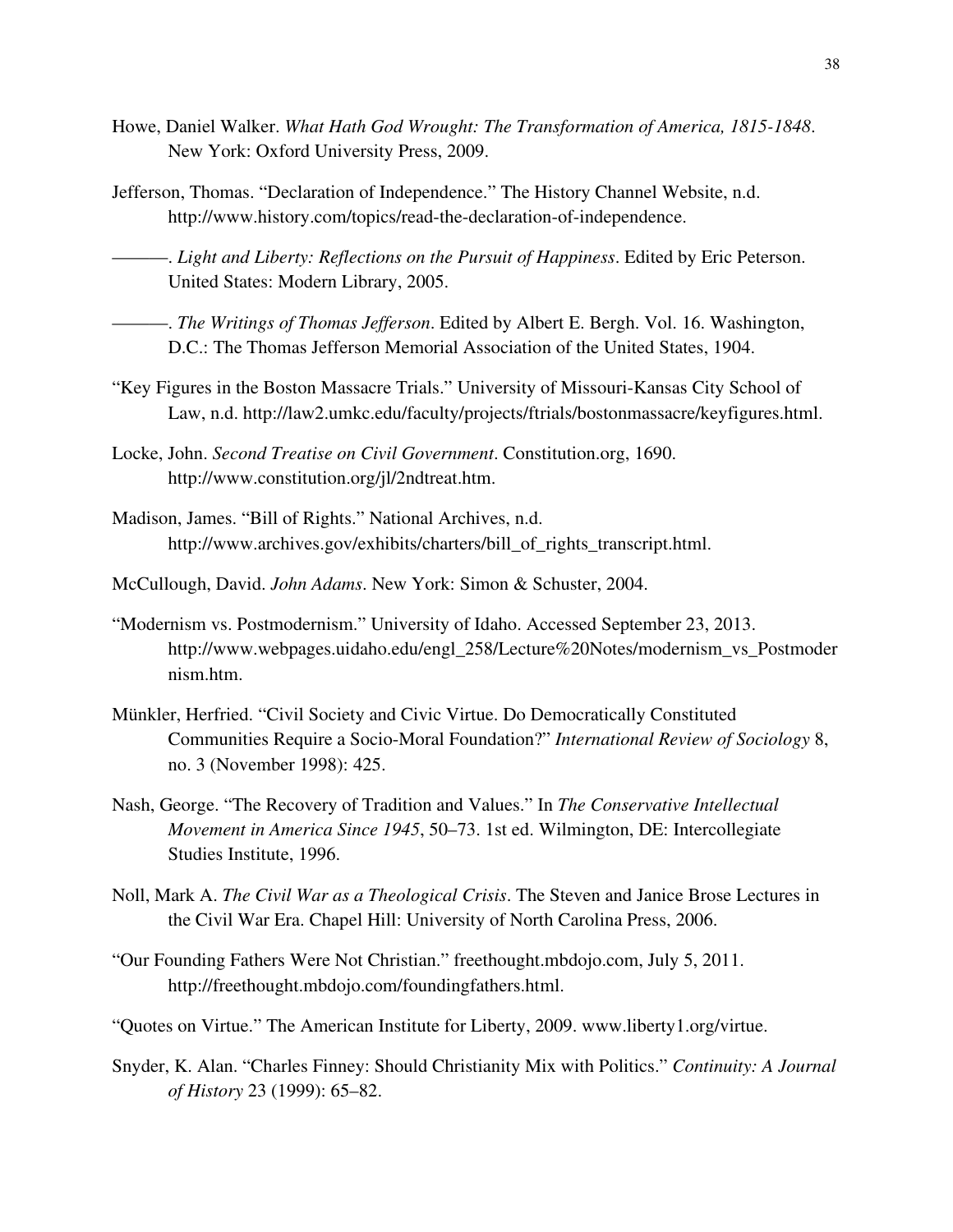Howe, Daniel Walker. *What Hath God Wrought: The Transformation of America, 1815-1848*. New York: Oxford University Press, 2009.

Jefferson, Thomas. "Declaration of Independence." The History Channel Website, n.d. http://www.history.com/topics/read-the-declaration-of-independence.

———. *Light and Liberty: Reflections on the Pursuit of Happiness*. Edited by Eric Peterson. United States: Modern Library, 2005.

———. *The Writings of Thomas Jefferson*. Edited by Albert E. Bergh. Vol. 16. Washington, D.C.: The Thomas Jefferson Memorial Association of the United States, 1904.

"Key Figures in the Boston Massacre Trials." University of Missouri-Kansas City School of Law, n.d. http://law2.umkc.edu/faculty/projects/ftrials/bostonmassacre/keyfigures.html.

Locke, John. *Second Treatise on Civil Government*. Constitution.org, 1690. http://www.constitution.org/jl/2ndtreat.htm.

Madison, James. "Bill of Rights." National Archives, n.d. http://www.archives.gov/exhibits/charters/bill_of_rights_transcript.html.

McCullough, David. *John Adams*. New York: Simon & Schuster, 2004.

"Modernism vs. Postmodernism." University of Idaho. Accessed September 23, 2013. http://www.webpages.uidaho.edu/engl_258/Lecture%20Notes/modernism_vs_Postmodernism.htm.

Münkler, Herfried. "Civil Society and Civic Virtue. Do Democratically Constituted Communities Require a Socio-Moral Foundation?" *International Review of Sociology* 8, no. 3 (November 1998): 425.

Nash, George. "The Recovery of Tradition and Values." In *The Conservative Intellectual Movement in America Since 1945*, 50–73. 1st ed. Wilmington, DE: Intercollegiate Studies Institute, 1996.

Noll, Mark A. *The Civil War as a Theological Crisis*. The Steven and Janice Brose Lectures in the Civil War Era. Chapel Hill: University of North Carolina Press, 2006.

"Our Founding Fathers Were Not Christian." freethought.mbdojo.com, July 5, 2011. http://freethought.mbdojo.com/foundingfathers.html.

"Quotes on Virtue." The American Institute for Liberty, 2009. www.liberty1.org/virtue.

Snyder, K. Alan. "Charles Finney: Should Christianity Mix with Politics." *Continuity: A Journal of History* 23 (1999): 65–82.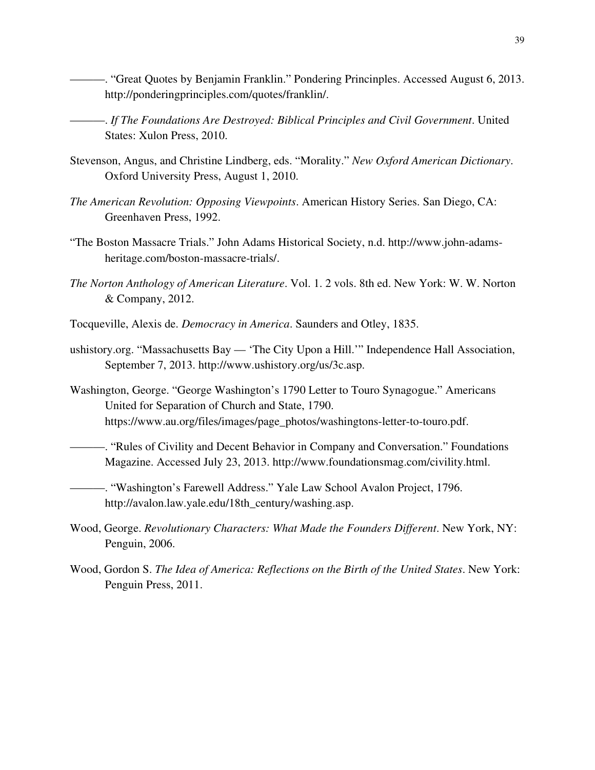———. “Great Quotes by Benjamin Franklin.” Pondering Princinples. Accessed August 6, 2013. http://ponderingprinciples.com/quotes/franklin/.

———. *If The Foundations Are Destroyed: Biblical Principles and Civil Government*. United States: Xulon Press, 2010.

Stevenson, Angus, and Christine Lindberg, eds. “Morality.” *New Oxford American Dictionary*. Oxford University Press, August 1, 2010.

*The American Revolution: Opposing Viewpoints*. American History Series. San Diego, CA: Greenhaven Press, 1992.

“The Boston Massacre Trials.” John Adams Historical Society, n.d. http://www.john-adams-heritage.com/boston-massacre-trials/.

*The Norton Anthology of American Literature*. Vol. 1. 2 vols. 8th ed. New York: W. W. Norton & Company, 2012.

Tocqueville, Alexis de. *Democracy in America*. Saunders and Otley, 1835.

ushistory.org. “Massachusetts Bay — ‘The City Upon a Hill.’” Independence Hall Association, September 7, 2013. http://www.ushistory.org/us/3c.asp.

Washington, George. “George Washington’s 1790 Letter to Touro Synagogue.” Americans United for Separation of Church and State, 1790. https://www.au.org/files/images/page_photos/washingtons-letter-to-touro.pdf.

———. “Rules of Civility and Decent Behavior in Company and Conversation.” Foundations Magazine. Accessed July 23, 2013. http://www.foundationsmag.com/civility.html.

———. “Washington’s Farewell Address.” Yale Law School Avalon Project, 1796. http://avalon.law.yale.edu/18th_century/washing.asp.

Wood, George. *Revolutionary Characters: What Made the Founders Different*. New York, NY: Penguin, 2006.

Wood, Gordon S. *The Idea of America: Reflections on the Birth of the United States*. New York: Penguin Press, 2011.